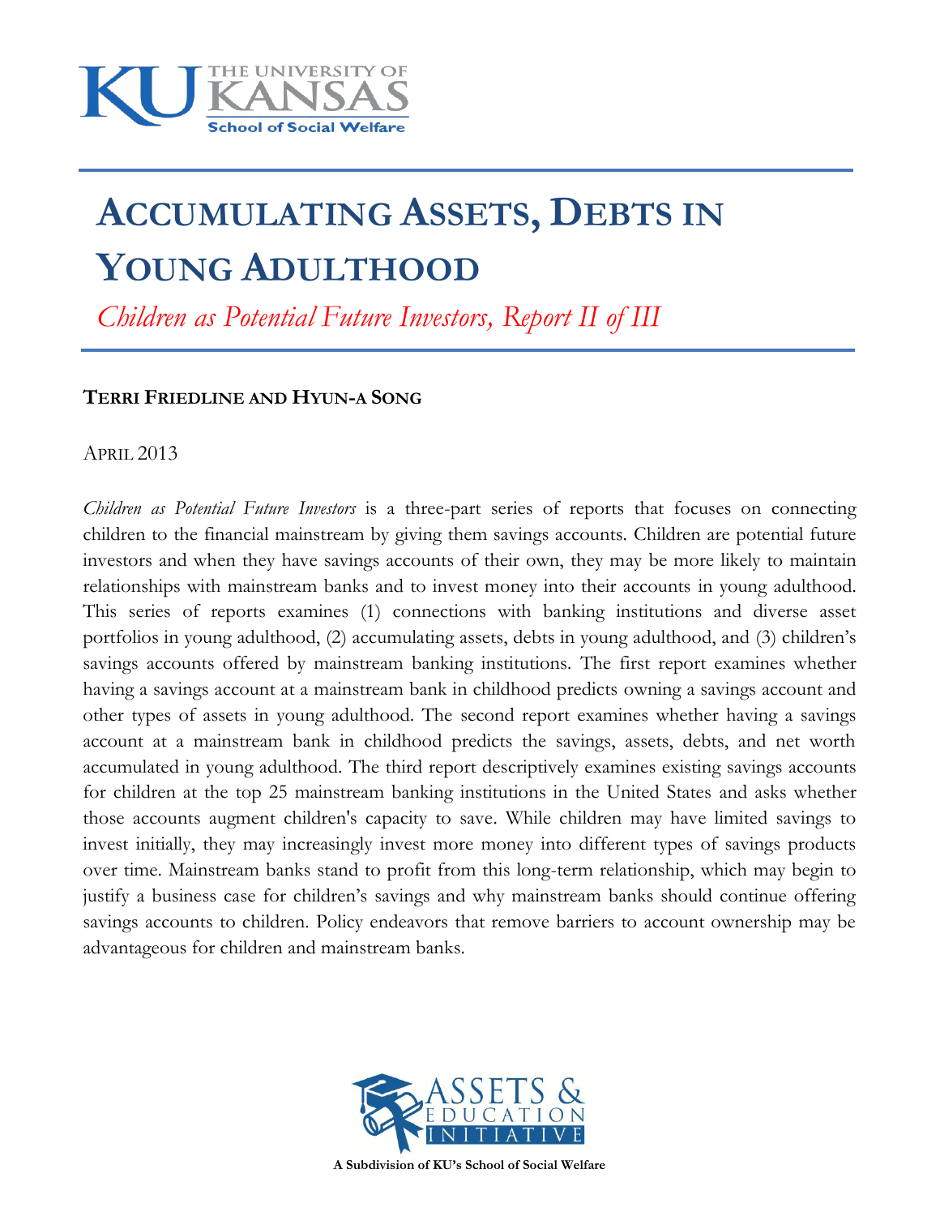THE UNIVERSITY OF KANSAS
School of Social Welfare

# Accumulating Assets, Debts in Young Adulthood

*Children as Potential Future Investors, Report II of III*

**Terri Friedline and Hyun-a Song**

April 2013

*Children as Potential Future Investors* is a three-part series of reports that focuses on connecting children to the financial mainstream by giving them savings accounts. Children are potential future investors and when they have savings accounts of their own, they may be more likely to maintain relationships with mainstream banks and to invest money into their accounts in young adulthood. This series of reports examines (1) connections with banking institutions and diverse asset portfolios in young adulthood, (2) accumulating assets, debts in young adulthood, and (3) children's savings accounts offered by mainstream banking institutions. The first report examines whether having a savings account at a mainstream bank in childhood predicts owning a savings account and other types of assets in young adulthood. The second report examines whether having a savings account at a mainstream bank in childhood predicts the savings, assets, debts, and net worth accumulated in young adulthood. The third report descriptively examines existing savings accounts for children at the top 25 mainstream banking institutions in the United States and asks whether those accounts augment children's capacity to save. While children may have limited savings to invest initially, they may increasingly invest more money into different types of savings products over time. Mainstream banks stand to profit from this long-term relationship, which may begin to justify a business case for children's savings and why mainstream banks should continue offering savings accounts to children. Policy endeavors that remove barriers to account ownership may be advantageous for children and mainstream banks.

ASSETS & EDUCATION INITIATIVE

**A Subdivision of KU's School of Social Welfare**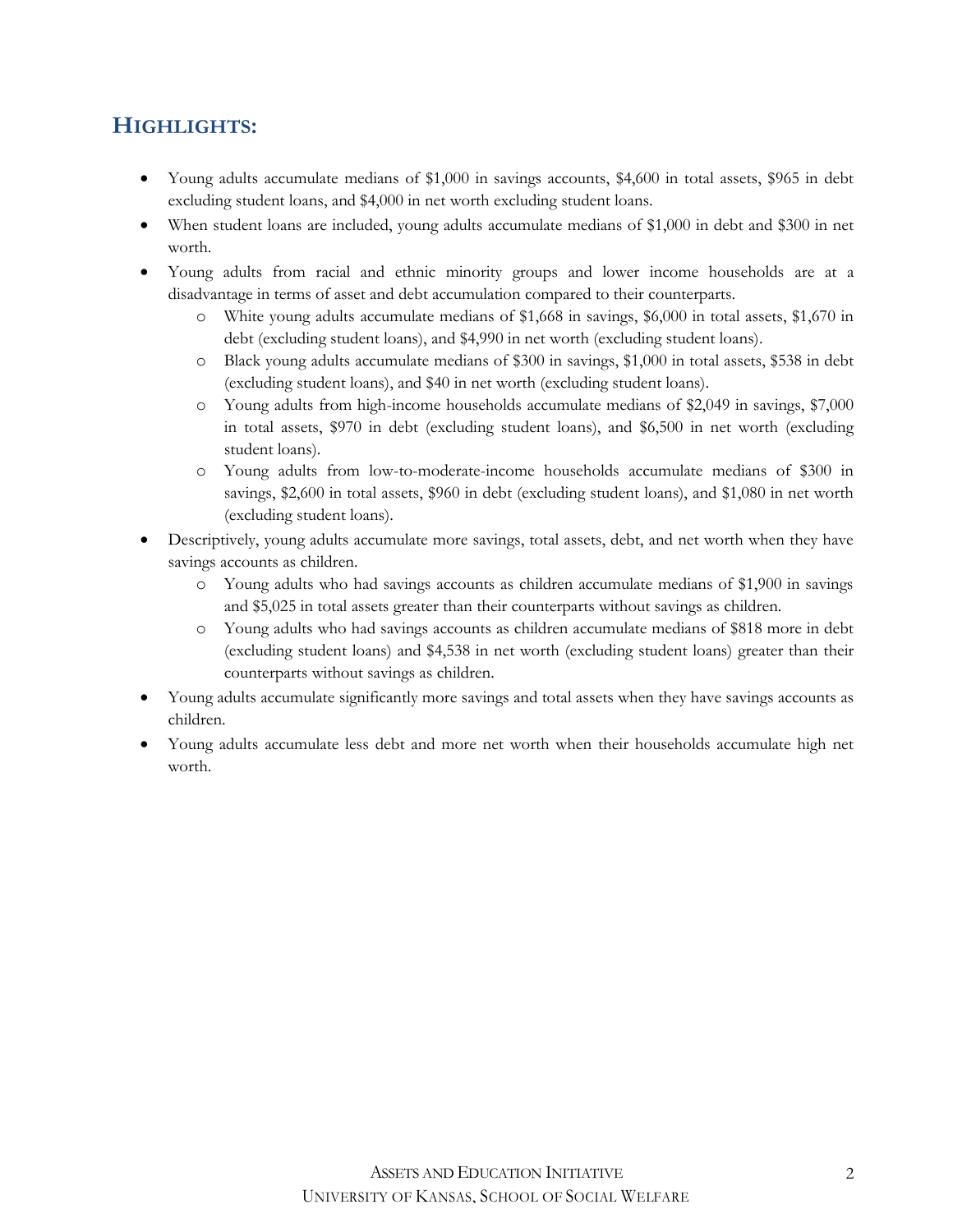## HIGHLIGHTS:

- Young adults accumulate medians of $1,000 in savings accounts, $4,600 in total assets, $965 in debt excluding student loans, and $4,000 in net worth excluding student loans.
- When student loans are included, young adults accumulate medians of $1,000 in debt and $300 in net worth.
- Young adults from racial and ethnic minority groups and lower income households are at a disadvantage in terms of asset and debt accumulation compared to their counterparts.
  - White young adults accumulate medians of $1,668 in savings, $6,000 in total assets, $1,670 in debt (excluding student loans), and $4,990 in net worth (excluding student loans).
  - Black young adults accumulate medians of $300 in savings, $1,000 in total assets, $538 in debt (excluding student loans), and $40 in net worth (excluding student loans).
  - Young adults from high-income households accumulate medians of $2,049 in savings, $7,000 in total assets, $970 in debt (excluding student loans), and $6,500 in net worth (excluding student loans).
  - Young adults from low-to-moderate-income households accumulate medians of $300 in savings, $2,600 in total assets, $960 in debt (excluding student loans), and $1,080 in net worth (excluding student loans).
- Descriptively, young adults accumulate more savings, total assets, debt, and net worth when they have savings accounts as children.
  - Young adults who had savings accounts as children accumulate medians of $1,900 in savings and $5,025 in total assets greater than their counterparts without savings as children.
  - Young adults who had savings accounts as children accumulate medians of $818 more in debt (excluding student loans) and $4,538 in net worth (excluding student loans) greater than their counterparts without savings as children.
- Young adults accumulate significantly more savings and total assets when they have savings accounts as children.
- Young adults accumulate less debt and more net worth when their households accumulate high net worth.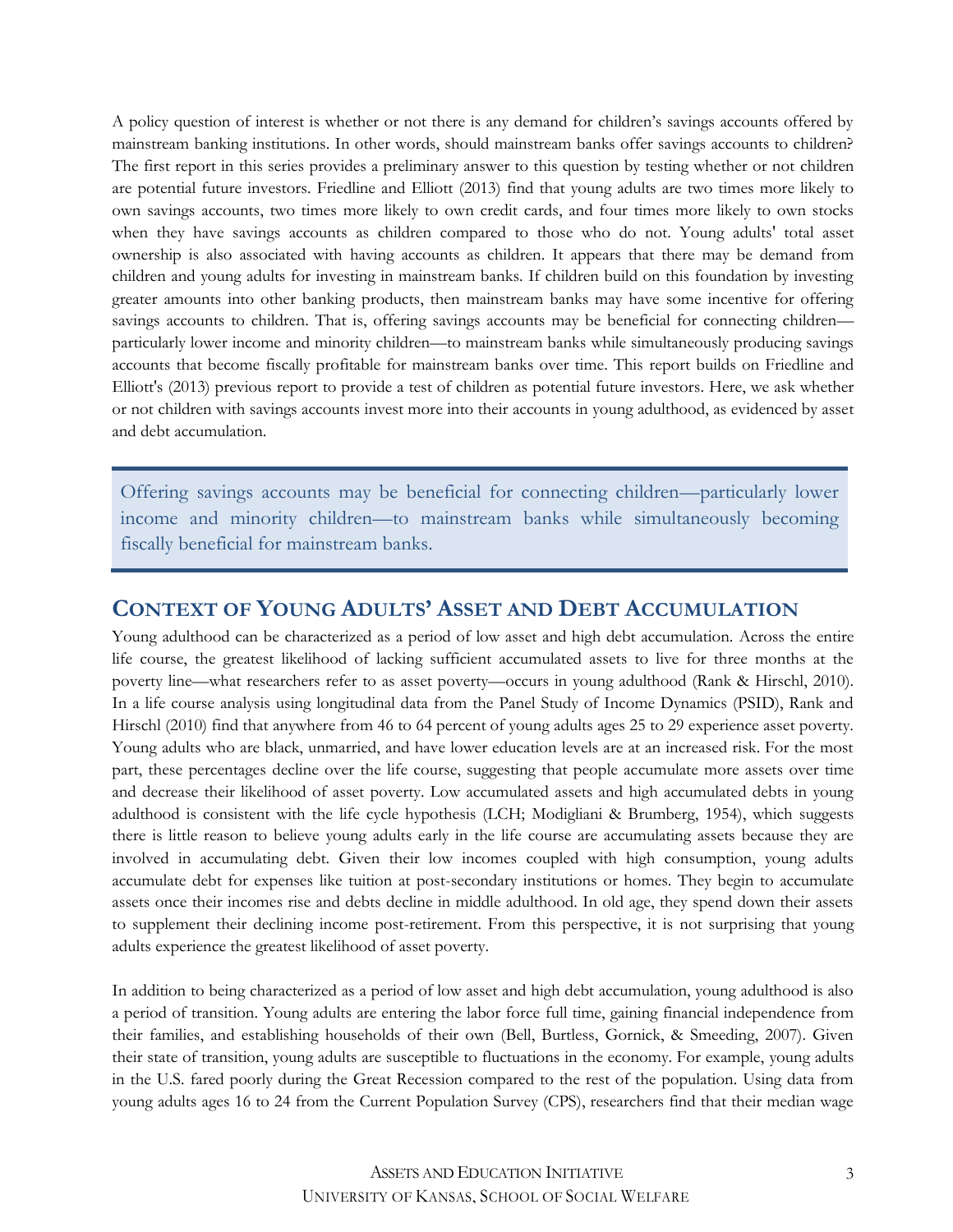A policy question of interest is whether or not there is any demand for children's savings accounts offered by mainstream banking institutions. In other words, should mainstream banks offer savings accounts to children? The first report in this series provides a preliminary answer to this question by testing whether or not children are potential future investors. Friedline and Elliott (2013) find that young adults are two times more likely to own savings accounts, two times more likely to own credit cards, and four times more likely to own stocks when they have savings accounts as children compared to those who do not. Young adults' total asset ownership is also associated with having accounts as children. It appears that there may be demand from children and young adults for investing in mainstream banks. If children build on this foundation by investing greater amounts into other banking products, then mainstream banks may have some incentive for offering savings accounts to children. That is, offering savings accounts may be beneficial for connecting children—particularly lower income and minority children—to mainstream banks while simultaneously producing savings accounts that become fiscally profitable for mainstream banks over time. This report builds on Friedline and Elliott's (2013) previous report to provide a test of children as potential future investors. Here, we ask whether or not children with savings accounts invest more into their accounts in young adulthood, as evidenced by asset and debt accumulation.

> Offering savings accounts may be beneficial for connecting children—particularly lower income and minority children—to mainstream banks while simultaneously becoming fiscally beneficial for mainstream banks.

## Context of Young Adults' Asset and Debt Accumulation

Young adulthood can be characterized as a period of low asset and high debt accumulation. Across the entire life course, the greatest likelihood of lacking sufficient accumulated assets to live for three months at the poverty line—what researchers refer to as asset poverty—occurs in young adulthood (Rank & Hirschl, 2010). In a life course analysis using longitudinal data from the Panel Study of Income Dynamics (PSID), Rank and Hirschl (2010) find that anywhere from 46 to 64 percent of young adults ages 25 to 29 experience asset poverty. Young adults who are black, unmarried, and have lower education levels are at an increased risk. For the most part, these percentages decline over the life course, suggesting that people accumulate more assets over time and decrease their likelihood of asset poverty. Low accumulated assets and high accumulated debts in young adulthood is consistent with the life cycle hypothesis (LCH; Modigliani & Brumberg, 1954), which suggests there is little reason to believe young adults early in the life course are accumulating assets because they are involved in accumulating debt. Given their low incomes coupled with high consumption, young adults accumulate debt for expenses like tuition at post-secondary institutions or homes. They begin to accumulate assets once their incomes rise and debts decline in middle adulthood. In old age, they spend down their assets to supplement their declining income post-retirement. From this perspective, it is not surprising that young adults experience the greatest likelihood of asset poverty.

In addition to being characterized as a period of low asset and high debt accumulation, young adulthood is also a period of transition. Young adults are entering the labor force full time, gaining financial independence from their families, and establishing households of their own (Bell, Burtless, Gornick, & Smeeding, 2007). Given their state of transition, young adults are susceptible to fluctuations in the economy. For example, young adults in the U.S. fared poorly during the Great Recession compared to the rest of the population. Using data from young adults ages 16 to 24 from the Current Population Survey (CPS), researchers find that their median wage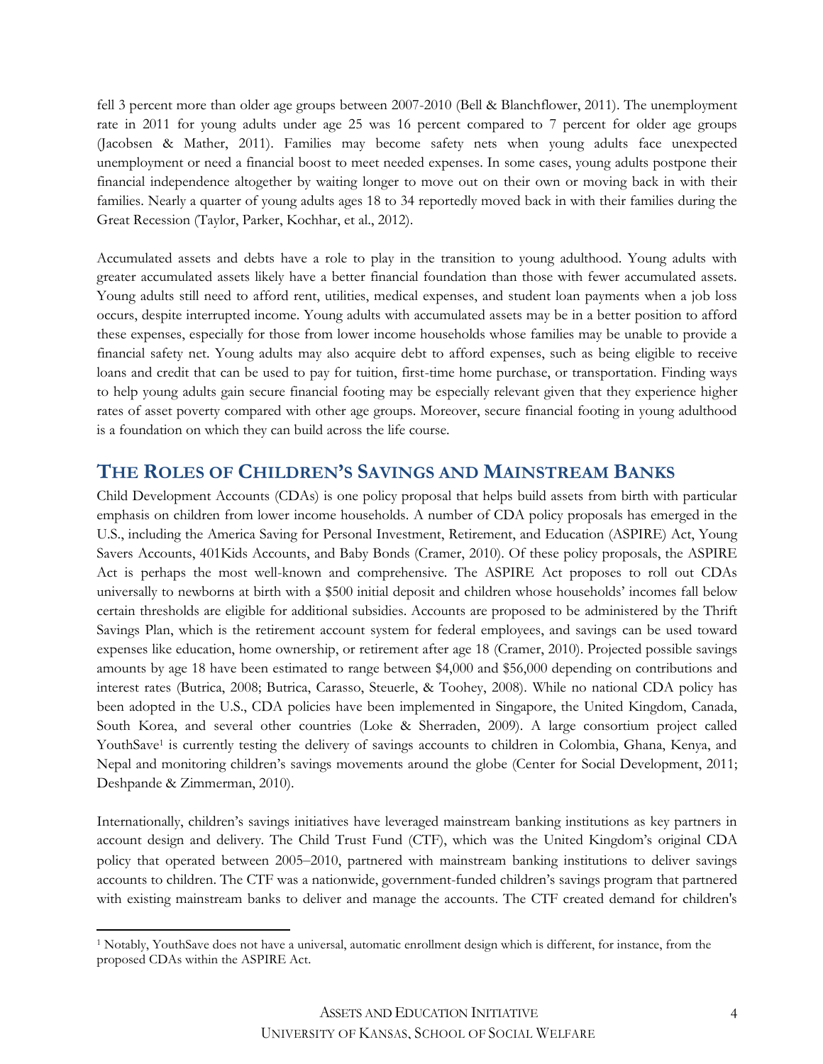fell 3 percent more than older age groups between 2007-2010 (Bell & Blanchflower, 2011). The unemployment rate in 2011 for young adults under age 25 was 16 percent compared to 7 percent for older age groups (Jacobsen & Mather, 2011). Families may become safety nets when young adults face unexpected unemployment or need a financial boost to meet needed expenses. In some cases, young adults postpone their financial independence altogether by waiting longer to move out on their own or moving back in with their families. Nearly a quarter of young adults ages 18 to 34 reportedly moved back in with their families during the Great Recession (Taylor, Parker, Kochhar, et al., 2012).

Accumulated assets and debts have a role to play in the transition to young adulthood. Young adults with greater accumulated assets likely have a better financial foundation than those with fewer accumulated assets. Young adults still need to afford rent, utilities, medical expenses, and student loan payments when a job loss occurs, despite interrupted income. Young adults with accumulated assets may be in a better position to afford these expenses, especially for those from lower income households whose families may be unable to provide a financial safety net. Young adults may also acquire debt to afford expenses, such as being eligible to receive loans and credit that can be used to pay for tuition, first-time home purchase, or transportation. Finding ways to help young adults gain secure financial footing may be especially relevant given that they experience higher rates of asset poverty compared with other age groups. Moreover, secure financial footing in young adulthood is a foundation on which they can build across the life course.

## The Roles of Children's Savings and Mainstream Banks

Child Development Accounts (CDAs) is one policy proposal that helps build assets from birth with particular emphasis on children from lower income households. A number of CDA policy proposals has emerged in the U.S., including the America Saving for Personal Investment, Retirement, and Education (ASPIRE) Act, Young Savers Accounts, 401Kids Accounts, and Baby Bonds (Cramer, 2010). Of these policy proposals, the ASPIRE Act is perhaps the most well-known and comprehensive. The ASPIRE Act proposes to roll out CDAs universally to newborns at birth with a $500 initial deposit and children whose households' incomes fall below certain thresholds are eligible for additional subsidies. Accounts are proposed to be administered by the Thrift Savings Plan, which is the retirement account system for federal employees, and savings can be used toward expenses like education, home ownership, or retirement after age 18 (Cramer, 2010). Projected possible savings amounts by age 18 have been estimated to range between $4,000 and $56,000 depending on contributions and interest rates (Butrica, 2008; Butrica, Carasso, Steuerle, & Toohey, 2008). While no national CDA policy has been adopted in the U.S., CDA policies have been implemented in Singapore, the United Kingdom, Canada, South Korea, and several other countries (Loke & Sherraden, 2009). A large consortium project called YouthSave[1] is currently testing the delivery of savings accounts to children in Colombia, Ghana, Kenya, and Nepal and monitoring children's savings movements around the globe (Center for Social Development, 2011; Deshpande & Zimmerman, 2010).

Internationally, children's savings initiatives have leveraged mainstream banking institutions as key partners in account design and delivery. The Child Trust Fund (CTF), which was the United Kingdom's original CDA policy that operated between 2005–2010, partnered with mainstream banking institutions to deliver savings accounts to children. The CTF was a nationwide, government-funded children's savings program that partnered with existing mainstream banks to deliver and manage the accounts. The CTF created demand for children's

[1] Notably, YouthSave does not have a universal, automatic enrollment design which is different, for instance, from the proposed CDAs within the ASPIRE Act.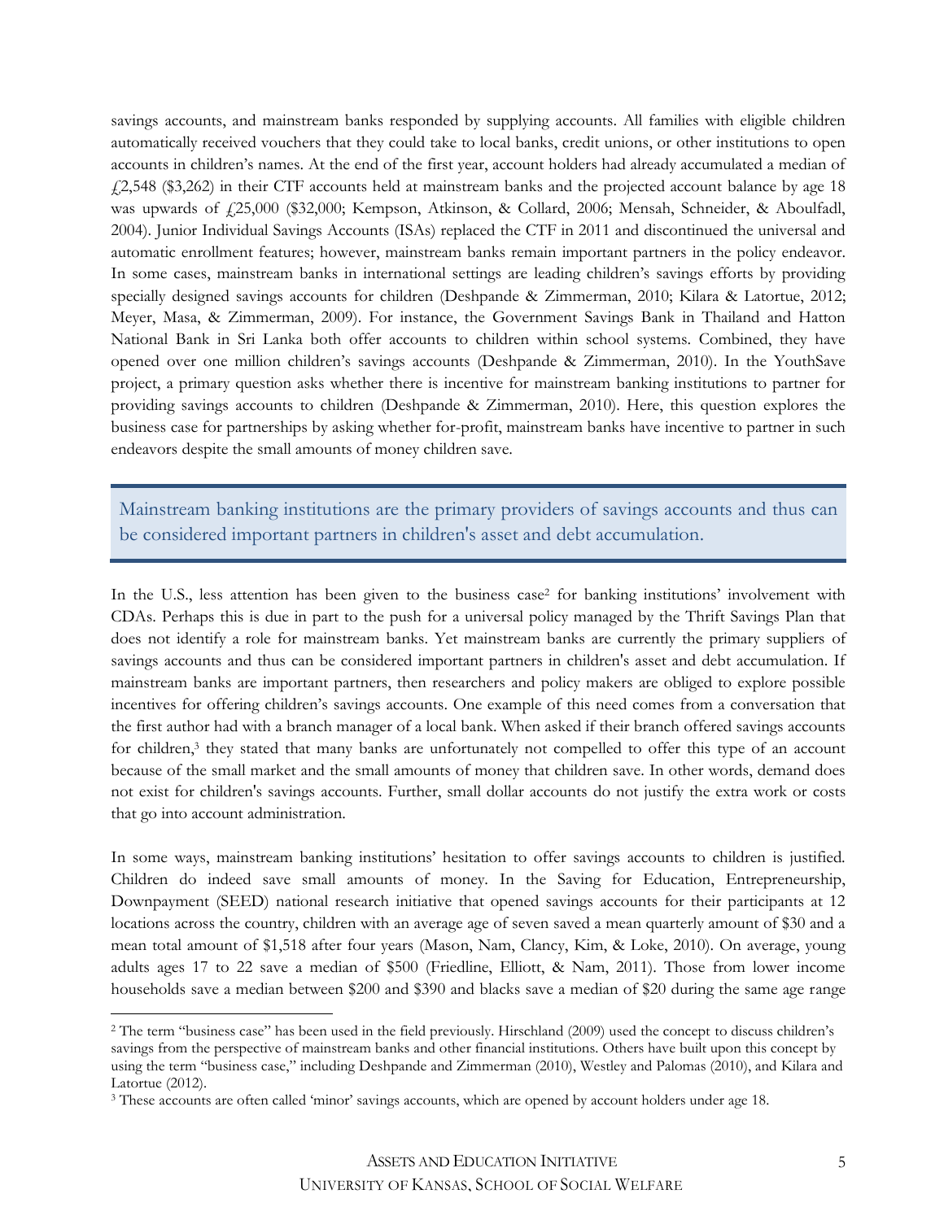savings accounts, and mainstream banks responded by supplying accounts. All families with eligible children automatically received vouchers that they could take to local banks, credit unions, or other institutions to open accounts in children's names. At the end of the first year, account holders had already accumulated a median of £2,548 ($3,262) in their CTF accounts held at mainstream banks and the projected account balance by age 18 was upwards of £25,000 ($32,000; Kempson, Atkinson, & Collard, 2006; Mensah, Schneider, & Aboulfadl, 2004). Junior Individual Savings Accounts (ISAs) replaced the CTF in 2011 and discontinued the universal and automatic enrollment features; however, mainstream banks remain important partners in the policy endeavor. In some cases, mainstream banks in international settings are leading children's savings efforts by providing specially designed savings accounts for children (Deshpande & Zimmerman, 2010; Kilara & Latortue, 2012; Meyer, Masa, & Zimmerman, 2009). For instance, the Government Savings Bank in Thailand and Hatton National Bank in Sri Lanka both offer accounts to children within school systems. Combined, they have opened over one million children's savings accounts (Deshpande & Zimmerman, 2010). In the YouthSave project, a primary question asks whether there is incentive for mainstream banking institutions to partner for providing savings accounts to children (Deshpande & Zimmerman, 2010). Here, this question explores the business case for partnerships by asking whether for-profit, mainstream banks have incentive to partner in such endeavors despite the small amounts of money children save.

> Mainstream banking institutions are the primary providers of savings accounts and thus can be considered important partners in children's asset and debt accumulation.

In the U.S., less attention has been given to the business case[2] for banking institutions' involvement with CDAs. Perhaps this is due in part to the push for a universal policy managed by the Thrift Savings Plan that does not identify a role for mainstream banks. Yet mainstream banks are currently the primary suppliers of savings accounts and thus can be considered important partners in children's asset and debt accumulation. If mainstream banks are important partners, then researchers and policy makers are obliged to explore possible incentives for offering children's savings accounts. One example of this need comes from a conversation that the first author had with a branch manager of a local bank. When asked if their branch offered savings accounts for children,[3] they stated that many banks are unfortunately not compelled to offer this type of an account because of the small market and the small amounts of money that children save. In other words, demand does not exist for children's savings accounts. Further, small dollar accounts do not justify the extra work or costs that go into account administration.

In some ways, mainstream banking institutions' hesitation to offer savings accounts to children is justified. Children do indeed save small amounts of money. In the Saving for Education, Entrepreneurship, Downpayment (SEED) national research initiative that opened savings accounts for their participants at 12 locations across the country, children with an average age of seven saved a mean quarterly amount of $30 and a mean total amount of $1,518 after four years (Mason, Nam, Clancy, Kim, & Loke, 2010). On average, young adults ages 17 to 22 save a median of $500 (Friedline, Elliott, & Nam, 2011). Those from lower income households save a median between $200 and $390 and blacks save a median of $20 during the same age range

---

[2] The term "business case" has been used in the field previously. Hirschland (2009) used the concept to discuss children's savings from the perspective of mainstream banks and other financial institutions. Others have built upon this concept by using the term "business case," including Deshpande and Zimmerman (2010), Westley and Palomas (2010), and Kilara and Latortue (2012).

[3] These accounts are often called 'minor' savings accounts, which are opened by account holders under age 18.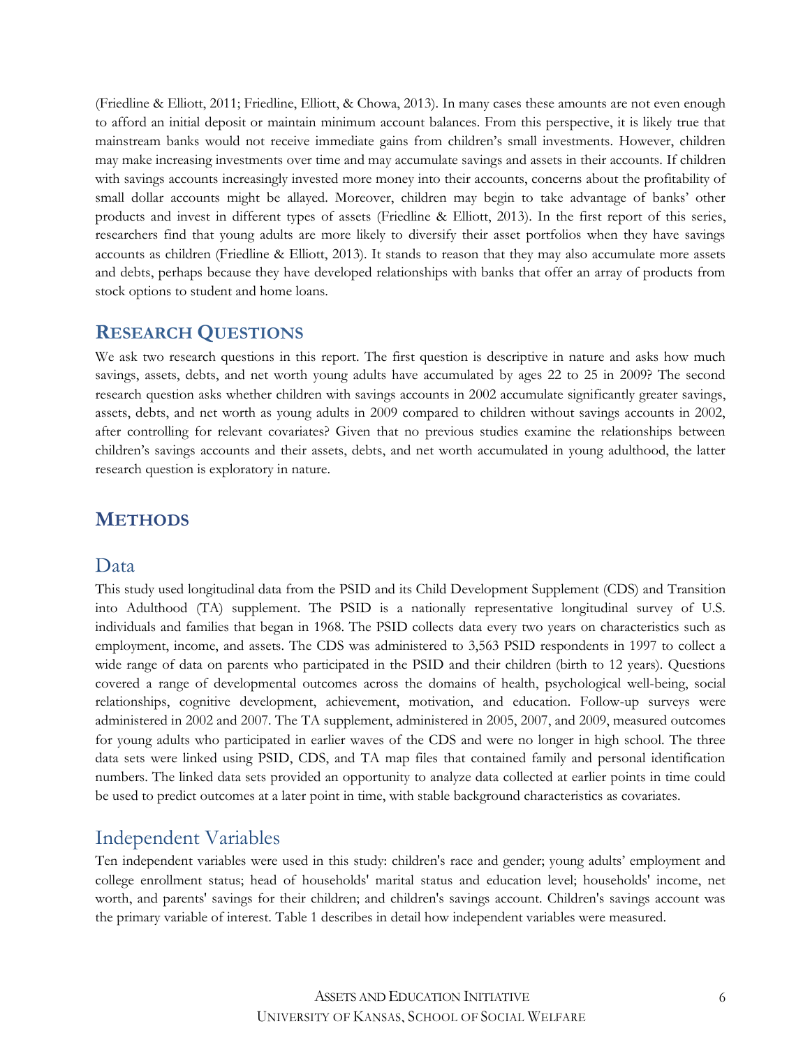(Friedline & Elliott, 2011; Friedline, Elliott, & Chowa, 2013). In many cases these amounts are not even enough to afford an initial deposit or maintain minimum account balances. From this perspective, it is likely true that mainstream banks would not receive immediate gains from children's small investments. However, children may make increasing investments over time and may accumulate savings and assets in their accounts. If children with savings accounts increasingly invested more money into their accounts, concerns about the profitability of small dollar accounts might be allayed. Moreover, children may begin to take advantage of banks' other products and invest in different types of assets (Friedline & Elliott, 2013). In the first report of this series, researchers find that young adults are more likely to diversify their asset portfolios when they have savings accounts as children (Friedline & Elliott, 2013). It stands to reason that they may also accumulate more assets and debts, perhaps because they have developed relationships with banks that offer an array of products from stock options to student and home loans.

## Research Questions

We ask two research questions in this report. The first question is descriptive in nature and asks how much savings, assets, debts, and net worth young adults have accumulated by ages 22 to 25 in 2009? The second research question asks whether children with savings accounts in 2002 accumulate significantly greater savings, assets, debts, and net worth as young adults in 2009 compared to children without savings accounts in 2002, after controlling for relevant covariates? Given that no previous studies examine the relationships between children's savings accounts and their assets, debts, and net worth accumulated in young adulthood, the latter research question is exploratory in nature.

## Methods

### Data

This study used longitudinal data from the PSID and its Child Development Supplement (CDS) and Transition into Adulthood (TA) supplement. The PSID is a nationally representative longitudinal survey of U.S. individuals and families that began in 1968. The PSID collects data every two years on characteristics such as employment, income, and assets. The CDS was administered to 3,563 PSID respondents in 1997 to collect a wide range of data on parents who participated in the PSID and their children (birth to 12 years). Questions covered a range of developmental outcomes across the domains of health, psychological well-being, social relationships, cognitive development, achievement, motivation, and education. Follow-up surveys were administered in 2002 and 2007. The TA supplement, administered in 2005, 2007, and 2009, measured outcomes for young adults who participated in earlier waves of the CDS and were no longer in high school. The three data sets were linked using PSID, CDS, and TA map files that contained family and personal identification numbers. The linked data sets provided an opportunity to analyze data collected at earlier points in time could be used to predict outcomes at a later point in time, with stable background characteristics as covariates.

### Independent Variables

Ten independent variables were used in this study: children's race and gender; young adults' employment and college enrollment status; head of households' marital status and education level; households' income, net worth, and parents' savings for their children; and children's savings account. Children's savings account was the primary variable of interest. Table 1 describes in detail how independent variables were measured.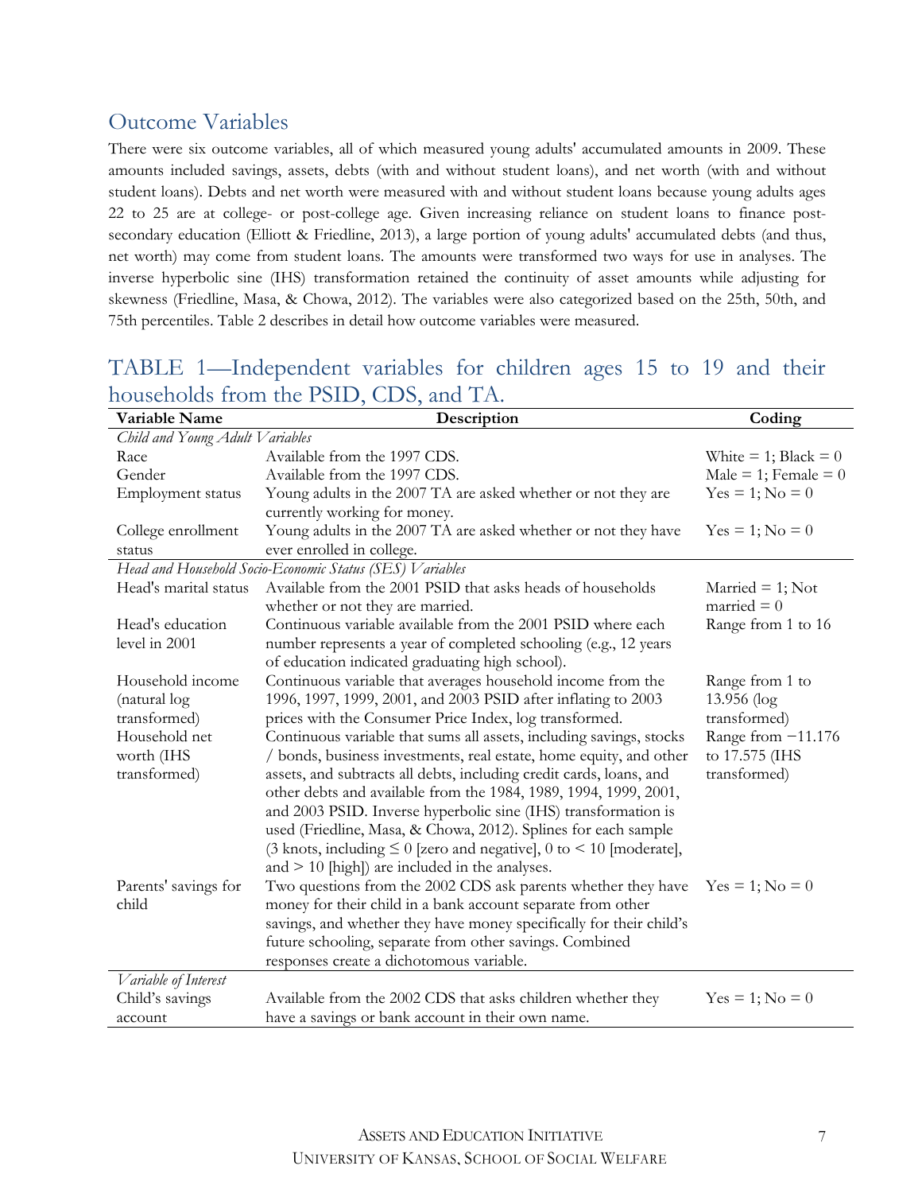## Outcome Variables

There were six outcome variables, all of which measured young adults' accumulated amounts in 2009. These amounts included savings, assets, debts (with and without student loans), and net worth (with and without student loans). Debts and net worth were measured with and without student loans because young adults ages 22 to 25 are at college- or post-college age. Given increasing reliance on student loans to finance post-secondary education (Elliott & Friedline, 2013), a large portion of young adults' accumulated debts (and thus, net worth) may come from student loans. The amounts were transformed two ways for use in analyses. The inverse hyperbolic sine (IHS) transformation retained the continuity of asset amounts while adjusting for skewness (Friedline, Masa, & Chowa, 2012). The variables were also categorized based on the 25th, 50th, and 75th percentiles. Table 2 describes in detail how outcome variables were measured.

## TABLE 1—Independent variables for children ages 15 to 19 and their households from the PSID, CDS, and TA.

| Variable Name | Description | Coding |
|---|---|---|
| *Child and Young Adult Variables* | | |
| Race | Available from the 1997 CDS. | White = 1; Black = 0 |
| Gender | Available from the 1997 CDS. | Male = 1; Female = 0 |
| Employment status | Young adults in the 2007 TA are asked whether or not they are currently working for money. | Yes = 1; No = 0 |
| College enrollment status | Young adults in the 2007 TA are asked whether or not they have ever enrolled in college. | Yes = 1; No = 0 |
| *Head and Household Socio-Economic Status (SES) Variables* | | |
| Head's marital status | Available from the 2001 PSID that asks heads of households whether or not they are married. | Married = 1; Not married = 0 |
| Head's education level in 2001 | Continuous variable available from the 2001 PSID where each number represents a year of completed schooling (e.g., 12 years of education indicated graduating high school). | Range from 1 to 16 |
| Household income (natural log transformed) | Continuous variable that averages household income from the 1996, 1997, 1999, 2001, and 2003 PSID after inflating to 2003 prices with the Consumer Price Index, log transformed. | Range from 1 to 13.956 (log transformed) |
| Household net worth (IHS transformed) | Continuous variable that sums all assets, including savings, stocks / bonds, business investments, real estate, home equity, and other assets, and subtracts all debts, including credit cards, loans, and other debts and available from the 1984, 1989, 1994, 1999, 2001, and 2003 PSID. Inverse hyperbolic sine (IHS) transformation is used (Friedline, Masa, & Chowa, 2012). Splines for each sample (3 knots, including ≤ 0 [zero and negative], 0 to < 10 [moderate], and > 10 [high]) are included in the analyses. | Range from −11.176 to 17.575 (IHS transformed) |
| Parents' savings for child | Two questions from the 2002 CDS ask parents whether they have money for their child in a bank account separate from other savings, and whether they have money specifically for their child's future schooling, separate from other savings. Combined responses create a dichotomous variable. | Yes = 1; No = 0 |
| *Variable of Interest* | | |
| Child's savings account | Available from the 2002 CDS that asks children whether they have a savings or bank account in their own name. | Yes = 1; No = 0 |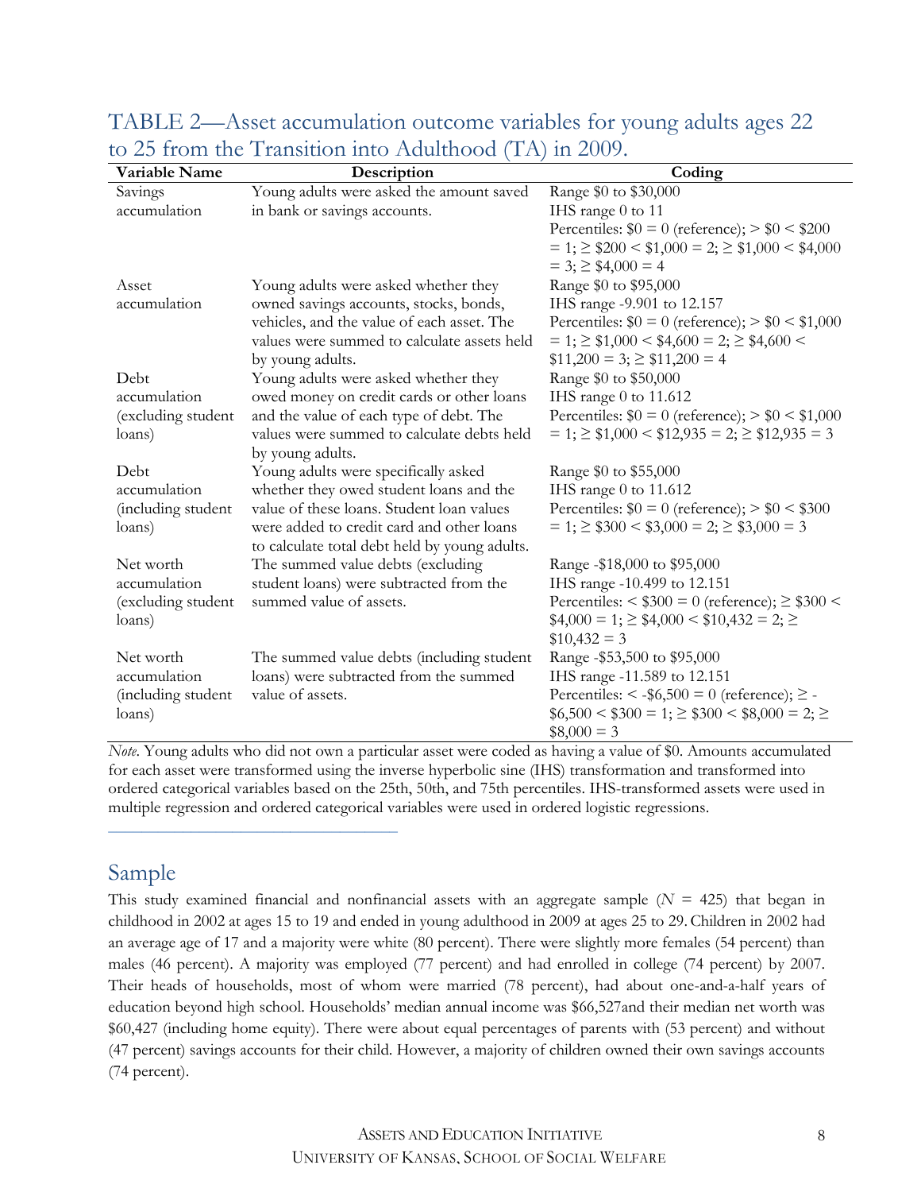TABLE 2—Asset accumulation outcome variables for young adults ages 22 to 25 from the Transition into Adulthood (TA) in 2009.

| Variable Name | Description | Coding |
|---|---|---|
| Savings accumulation | Young adults were asked the amount saved in bank or savings accounts. | Range \$0 to \$30,000<br>IHS range 0 to 11<br>Percentiles: \$0 = 0 (reference); > \$0 < \$200 = 1; ≥ \$200 < \$1,000 = 2; ≥ \$1,000 < \$4,000 = 3; ≥ \$4,000 = 4 |
| Asset accumulation | Young adults were asked whether they owned savings accounts, stocks, bonds, vehicles, and the value of each asset. The values were summed to calculate assets held by young adults. | Range \$0 to \$95,000<br>IHS range -9.901 to 12.157<br>Percentiles: \$0 = 0 (reference); > \$0 < \$1,000 = 1; ≥ \$1,000 < \$4,600 = 2; ≥ \$4,600 < \$11,200 = 3; ≥ \$11,200 = 4 |
| Debt accumulation (excluding student loans) | Young adults were asked whether they owed money on credit cards or other loans and the value of each type of debt. The values were summed to calculate debts held by young adults. | Range \$0 to \$50,000<br>IHS range 0 to 11.612<br>Percentiles: \$0 = 0 (reference); > \$0 < \$1,000 = 1; ≥ \$1,000 < \$12,935 = 2; ≥ \$12,935 = 3 |
| Debt accumulation (including student loans) | Young adults were specifically asked whether they owed student loans and the value of these loans. Student loan values were added to credit card and other loans to calculate total debt held by young adults. | Range \$0 to \$55,000<br>IHS range 0 to 11.612<br>Percentiles: \$0 = 0 (reference); > \$0 < \$300 = 1; ≥ \$300 < \$3,000 = 2; ≥ \$3,000 = 3 |
| Net worth accumulation (excluding student loans) | The summed value debts (excluding student loans) were subtracted from the summed value of assets. | Range -\$18,000 to \$95,000<br>IHS range -10.499 to 12.151<br>Percentiles: < \$300 = 0 (reference); ≥ \$300 < \$4,000 = 1; ≥ \$4,000 < \$10,432 = 2; ≥ \$10,432 = 3 |
| Net worth accumulation (including student loans) | The summed value debts (including student loans) were subtracted from the summed value of assets. | Range -\$53,500 to \$95,000<br>IHS range -11.589 to 12.151<br>Percentiles: < -\$6,500 = 0 (reference); ≥ -\$6,500 < \$300 = 1; ≥ \$300 < \$8,000 = 2; ≥ \$8,000 = 3 |

*Note.* Young adults who did not own a particular asset were coded as having a value of \$0. Amounts accumulated for each asset were transformed using the inverse hyperbolic sine (IHS) transformation and transformed into ordered categorical variables based on the 25th, 50th, and 75th percentiles. IHS-transformed assets were used in multiple regression and ordered categorical variables were used in ordered logistic regressions.

## Sample

This study examined financial and nonfinancial assets with an aggregate sample ($N$ = 425) that began in childhood in 2002 at ages 15 to 19 and ended in young adulthood in 2009 at ages 25 to 29. Children in 2002 had an average age of 17 and a majority were white (80 percent). There were slightly more females (54 percent) than males (46 percent). A majority was employed (77 percent) and had enrolled in college (74 percent) by 2007. Their heads of households, most of whom were married (78 percent), had about one-and-a-half years of education beyond high school. Households' median annual income was \$66,527and their median net worth was \$60,427 (including home equity). There were about equal percentages of parents with (53 percent) and without (47 percent) savings accounts for their child. However, a majority of children owned their own savings accounts (74 percent).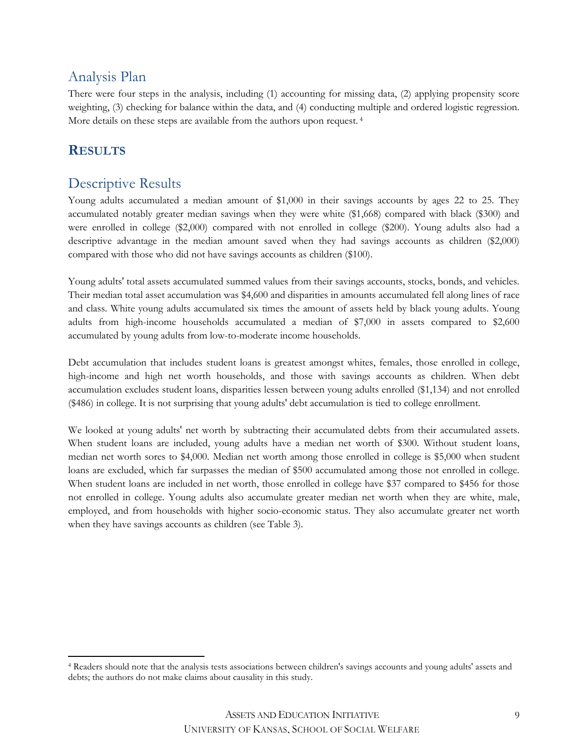## Analysis Plan

There were four steps in the analysis, including (1) accounting for missing data, (2) applying propensity score weighting, (3) checking for balance within the data, and (4) conducting multiple and ordered logistic regression. More details on these steps are available from the authors upon request. [4]

# RESULTS

## Descriptive Results

Young adults accumulated a median amount of $1,000 in their savings accounts by ages 22 to 25. They accumulated notably greater median savings when they were white ($1,668) compared with black ($300) and were enrolled in college ($2,000) compared with not enrolled in college ($200). Young adults also had a descriptive advantage in the median amount saved when they had savings accounts as children ($2,000) compared with those who did not have savings accounts as children ($100).

Young adults' total assets accumulated summed values from their savings accounts, stocks, bonds, and vehicles. Their median total asset accumulation was $4,600 and disparities in amounts accumulated fell along lines of race and class. White young adults accumulated six times the amount of assets held by black young adults. Young adults from high-income households accumulated a median of $7,000 in assets compared to $2,600 accumulated by young adults from low-to-moderate income households.

Debt accumulation that includes student loans is greatest amongst whites, females, those enrolled in college, high-income and high net worth households, and those with savings accounts as children. When debt accumulation excludes student loans, disparities lessen between young adults enrolled ($1,134) and not enrolled ($486) in college. It is not surprising that young adults' debt accumulation is tied to college enrollment.

We looked at young adults' net worth by subtracting their accumulated debts from their accumulated assets. When student loans are included, young adults have a median net worth of $300. Without student loans, median net worth sores to $4,000. Median net worth among those enrolled in college is $5,000 when student loans are excluded, which far surpasses the median of $500 accumulated among those not enrolled in college. When student loans are included in net worth, those enrolled in college have $37 compared to $456 for those not enrolled in college. Young adults also accumulate greater median net worth when they are white, male, employed, and from households with higher socio-economic status. They also accumulate greater net worth when they have savings accounts as children (see Table 3).

---

[4] Readers should note that the analysis tests associations between children's savings accounts and young adults' assets and debts; the authors do not make claims about causality in this study.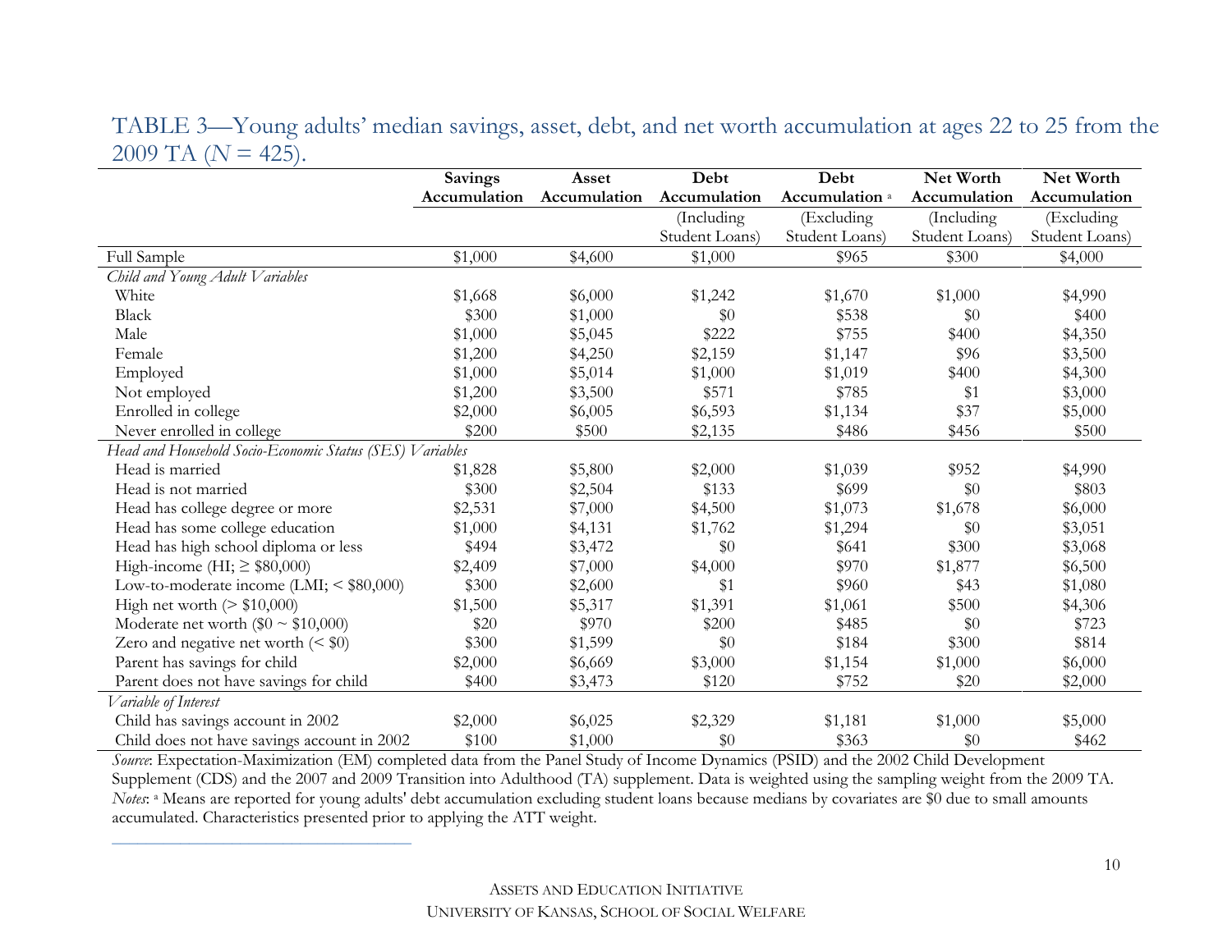TABLE 3—Young adults' median savings, asset, debt, and net worth accumulation at ages 22 to 25 from the 2009 TA ($N$ = 425).

| | Savings Accumulation | Asset Accumulation | Debt Accumulation (Including Student Loans) | Debt Accumulation [a] (Excluding Student Loans) | Net Worth Accumulation (Including Student Loans) | Net Worth Accumulation (Excluding Student Loans) |
|---|---|---|---|---|---|---|
| Full Sample | $1,000 | $4,600 | $1,000 | $965 | $300 | $4,000 |
| *Child and Young Adult Variables* | | | | | | |
| White | $1,668 | $6,000 | $1,242 | $1,670 | $1,000 | $4,990 |
| Black | $300 | $1,000 | $0 | $538 | $0 | $400 |
| Male | $1,000 | $5,045 | $222 | $755 | $400 | $4,350 |
| Female | $1,200 | $4,250 | $2,159 | $1,147 | $96 | $3,500 |
| Employed | $1,000 | $5,014 | $1,000 | $1,019 | $400 | $4,300 |
| Not employed | $1,200 | $3,500 | $571 | $785 | $1 | $3,000 |
| Enrolled in college | $2,000 | $6,005 | $6,593 | $1,134 | $37 | $5,000 |
| Never enrolled in college | $200 | $500 | $2,135 | $486 | $456 | $500 |
| *Head and Household Socio-Economic Status (SES) Variables* | | | | | | |
| Head is married | $1,828 | $5,800 | $2,000 | $1,039 | $952 | $4,990 |
| Head is not married | $300 | $2,504 | $133 | $699 | $0 | $803 |
| Head has college degree or more | $2,531 | $7,000 | $4,500 | $1,073 | $1,678 | $6,000 |
| Head has some college education | $1,000 | $4,131 | $1,762 | $1,294 | $0 | $3,051 |
| Head has high school diploma or less | $494 | $3,472 | $0 | $641 | $300 | $3,068 |
| High-income (HI; ≥ $80,000) | $2,409 | $7,000 | $4,000 | $970 | $1,877 | $6,500 |
| Low-to-moderate income (LMI; < $80,000) | $300 | $2,600 | $1 | $960 | $43 | $1,080 |
| High net worth (> $10,000) | $1,500 | $5,317 | $1,391 | $1,061 | $500 | $4,306 |
| Moderate net worth ($0 ~ $10,000) | $20 | $970 | $200 | $485 | $0 | $723 |
| Zero and negative net worth (< $0) | $300 | $1,599 | $0 | $184 | $300 | $814 |
| Parent has savings for child | $2,000 | $6,669 | $3,000 | $1,154 | $1,000 | $6,000 |
| Parent does not have savings for child | $400 | $3,473 | $120 | $752 | $20 | $2,000 |
| *Variable of Interest* | | | | | | |
| Child has savings account in 2002 | $2,000 | $6,025 | $2,329 | $1,181 | $1,000 | $5,000 |
| Child does not have savings account in 2002 | $100 | $1,000 | $0 | $363 | $0 | $462 |

*Source*: Expectation-Maximization (EM) completed data from the Panel Study of Income Dynamics (PSID) and the 2002 Child Development Supplement (CDS) and the 2007 and 2009 Transition into Adulthood (TA) supplement. Data is weighted using the sampling weight from the 2009 TA.
*Notes*: [a] Means are reported for young adults' debt accumulation excluding student loans because medians by covariates are $0 due to small amounts accumulated. Characteristics presented prior to applying the ATT weight.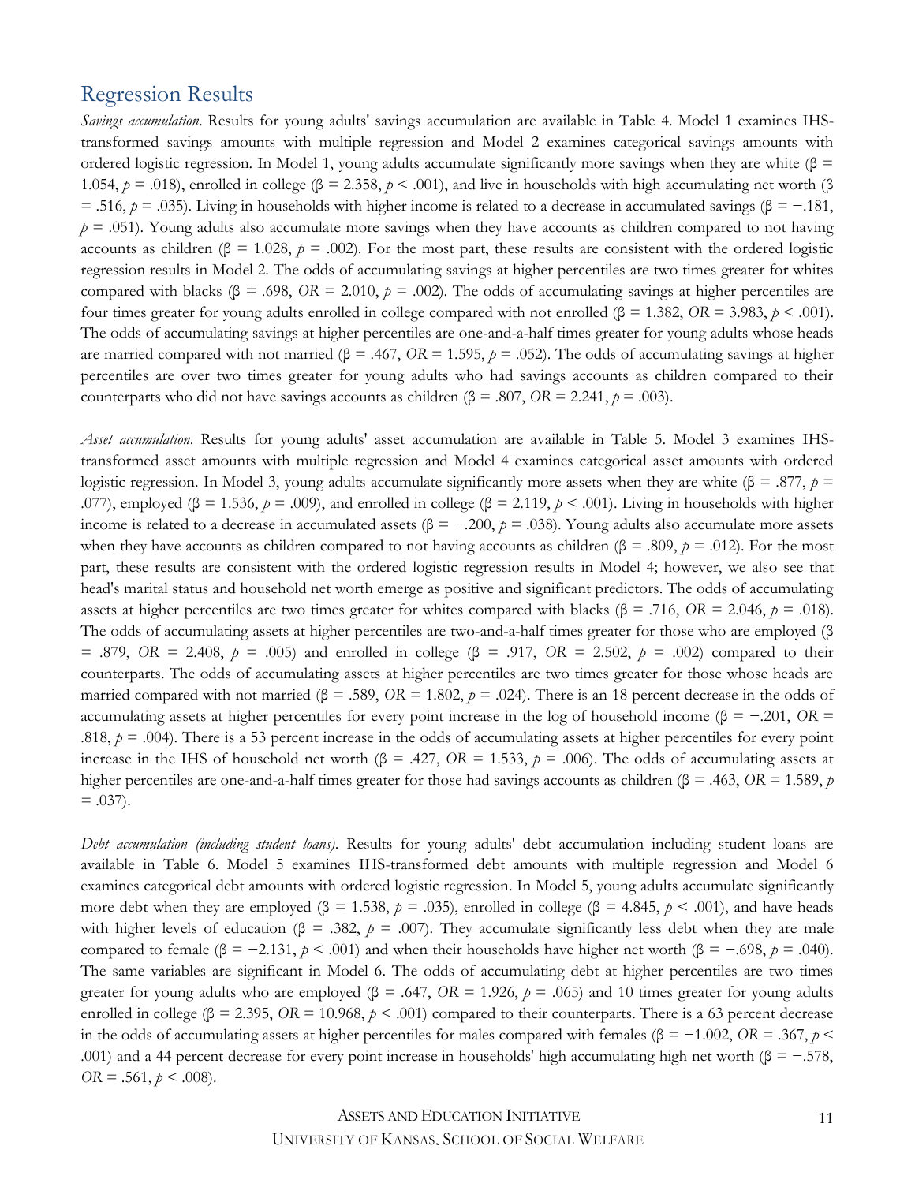## Regression Results

*Savings accumulation*. Results for young adults' savings accumulation are available in Table 4. Model 1 examines IHS-transformed savings amounts with multiple regression and Model 2 examines categorical savings amounts with ordered logistic regression. In Model 1, young adults accumulate significantly more savings when they are white (β = 1.054, $p$ = .018), enrolled in college (β = 2.358, $p$ < .001), and live in households with high accumulating net worth (β = .516, $p$ = .035). Living in households with higher income is related to a decrease in accumulated savings (β = −.181, $p$ = .051). Young adults also accumulate more savings when they have accounts as children compared to not having accounts as children (β = 1.028, $p$ = .002). For the most part, these results are consistent with the ordered logistic regression results in Model 2. The odds of accumulating savings at higher percentiles are two times greater for whites compared with blacks (β = .698, *OR* = 2.010, $p$ = .002). The odds of accumulating savings at higher percentiles are four times greater for young adults enrolled in college compared with not enrolled (β = 1.382, *OR* = 3.983, $p$ < .001). The odds of accumulating savings at higher percentiles are one-and-a-half times greater for young adults whose heads are married compared with not married (β = .467, *OR* = 1.595, $p$ = .052). The odds of accumulating savings at higher percentiles are over two times greater for young adults who had savings accounts as children compared to their counterparts who did not have savings accounts as children (β = .807, *OR* = 2.241, $p$ = .003).

*Asset accumulation*. Results for young adults' asset accumulation are available in Table 5. Model 3 examines IHS-transformed asset amounts with multiple regression and Model 4 examines categorical asset amounts with ordered logistic regression. In Model 3, young adults accumulate significantly more assets when they are white (β = .877, $p$ = .077), employed (β = 1.536, $p$ = .009), and enrolled in college (β = 2.119, $p$ < .001). Living in households with higher income is related to a decrease in accumulated assets (β = −.200, $p$ = .038). Young adults also accumulate more assets when they have accounts as children compared to not having accounts as children (β = .809, $p$ = .012). For the most part, these results are consistent with the ordered logistic regression results in Model 4; however, we also see that head's marital status and household net worth emerge as positive and significant predictors. The odds of accumulating assets at higher percentiles are two times greater for whites compared with blacks (β = .716, *OR* = 2.046, $p$ = .018). The odds of accumulating assets at higher percentiles are two-and-a-half times greater for those who are employed (β = .879, *OR* = 2.408, $p$ = .005) and enrolled in college (β = .917, *OR* = 2.502, $p$ = .002) compared to their counterparts. The odds of accumulating assets at higher percentiles are two times greater for those whose heads are married compared with not married (β = .589, *OR* = 1.802, $p$ = .024). There is an 18 percent decrease in the odds of accumulating assets at higher percentiles for every point increase in the log of household income (β = −.201, *OR* = .818, $p$ = .004). There is a 53 percent increase in the odds of accumulating assets at higher percentiles for every point increase in the IHS of household net worth (β = .427, *OR* = 1.533, $p$ = .006). The odds of accumulating assets at higher percentiles are one-and-a-half times greater for those had savings accounts as children (β = .463, *OR* = 1.589, $p$ = .037).

*Debt accumulation (including student loans)*. Results for young adults' debt accumulation including student loans are available in Table 6. Model 5 examines IHS-transformed debt amounts with multiple regression and Model 6 examines categorical debt amounts with ordered logistic regression. In Model 5, young adults accumulate significantly more debt when they are employed (β = 1.538, $p$ = .035), enrolled in college (β = 4.845, $p$ < .001), and have heads with higher levels of education (β = .382, $p$ = .007). They accumulate significantly less debt when they are male compared to female (β = −2.131, $p$ < .001) and when their households have higher net worth (β = −.698, $p$ = .040). The same variables are significant in Model 6. The odds of accumulating debt at higher percentiles are two times greater for young adults who are employed (β = .647, *OR* = 1.926, $p$ = .065) and 10 times greater for young adults enrolled in college (β = 2.395, *OR* = 10.968, $p$ < .001) compared to their counterparts. There is a 63 percent decrease in the odds of accumulating assets at higher percentiles for males compared with females (β = −1.002, *OR* = .367, $p$ < .001) and a 44 percent decrease for every point increase in households' high accumulating high net worth (β = −.578, *OR* = .561, $p$ < .008).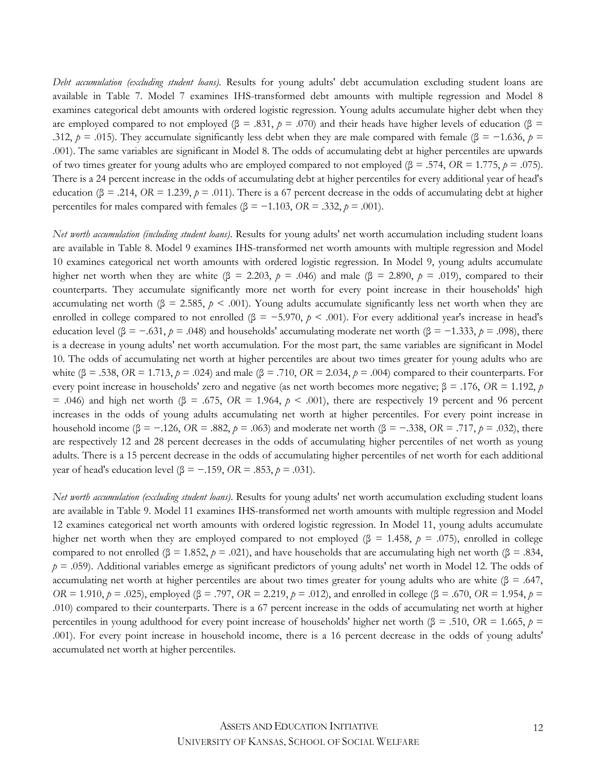*Debt accumulation (excluding student loans)*. Results for young adults' debt accumulation excluding student loans are available in Table 7. Model 7 examines IHS-transformed debt amounts with multiple regression and Model 8 examines categorical debt amounts with ordered logistic regression. Young adults accumulate higher debt when they are employed compared to not employed (β = .831, $p$ = .070) and their heads have higher levels of education (β = .312, $p$ = .015). They accumulate significantly less debt when they are male compared with female (β = −1.636, $p$ = .001). The same variables are significant in Model 8. The odds of accumulating debt at higher percentiles are upwards of two times greater for young adults who are employed compared to not employed (β = .574, *OR* = 1.775, $p$ = .075). There is a 24 percent increase in the odds of accumulating debt at higher percentiles for every additional year of head's education (β = .214, *OR* = 1.239, $p$ = .011). There is a 67 percent decrease in the odds of accumulating debt at higher percentiles for males compared with females (β = −1.103, *OR* = .332, $p$ = .001).

*Net worth accumulation (including student loans)*. Results for young adults' net worth accumulation including student loans are available in Table 8. Model 9 examines IHS-transformed net worth amounts with multiple regression and Model 10 examines categorical net worth amounts with ordered logistic regression. In Model 9, young adults accumulate higher net worth when they are white (β = 2.203, $p$ = .046) and male (β = 2.890, $p$ = .019), compared to their counterparts. They accumulate significantly more net worth for every point increase in their households' high accumulating net worth (β = 2.585, $p$ < .001). Young adults accumulate significantly less net worth when they are enrolled in college compared to not enrolled (β = −5.970, $p$ < .001). For every additional year's increase in head's education level (β = −.631, $p$ = .048) and households' accumulating moderate net worth (β = −1.333, $p$ = .098), there is a decrease in young adults' net worth accumulation. For the most part, the same variables are significant in Model 10. The odds of accumulating net worth at higher percentiles are about two times greater for young adults who are white (β = .538, *OR* = 1.713, $p$ = .024) and male (β = .710, *OR* = 2.034, $p$ = .004) compared to their counterparts. For every point increase in households' zero and negative (as net worth becomes more negative; β = .176, *OR* = 1.192, $p$ = .046) and high net worth (β = .675, *OR* = 1.964, $p$ < .001), there are respectively 19 percent and 96 percent increases in the odds of young adults accumulating net worth at higher percentiles. For every point increase in household income (β = −.126, *OR* = .882, $p$ = .063) and moderate net worth (β = −.338, *OR* = .717, $p$ = .032), there are respectively 12 and 28 percent decreases in the odds of accumulating higher percentiles of net worth as young adults. There is a 15 percent decrease in the odds of accumulating higher percentiles of net worth for each additional year of head's education level (β = −.159, *OR* = .853, $p$ = .031).

*Net worth accumulation (excluding student loans)*. Results for young adults' net worth accumulation excluding student loans are available in Table 9. Model 11 examines IHS-transformed net worth amounts with multiple regression and Model 12 examines categorical net worth amounts with ordered logistic regression. In Model 11, young adults accumulate higher net worth when they are employed compared to not employed (β = 1.458, $p$ = .075), enrolled in college compared to not enrolled (β = 1.852, $p$ = .021), and have households that are accumulating high net worth (β = .834, $p$ = .059). Additional variables emerge as significant predictors of young adults' net worth in Model 12. The odds of accumulating net worth at higher percentiles are about two times greater for young adults who are white (β = .647, *OR* = 1.910, $p$ = .025), employed (β = .797, *OR* = 2.219, $p$ = .012), and enrolled in college (β = .670, *OR* = 1.954, $p$ = .010) compared to their counterparts. There is a 67 percent increase in the odds of accumulating net worth at higher percentiles in young adulthood for every point increase of households' higher net worth (β = .510, *OR* = 1.665, $p$ = .001). For every point increase in household income, there is a 16 percent decrease in the odds of young adults' accumulated net worth at higher percentiles.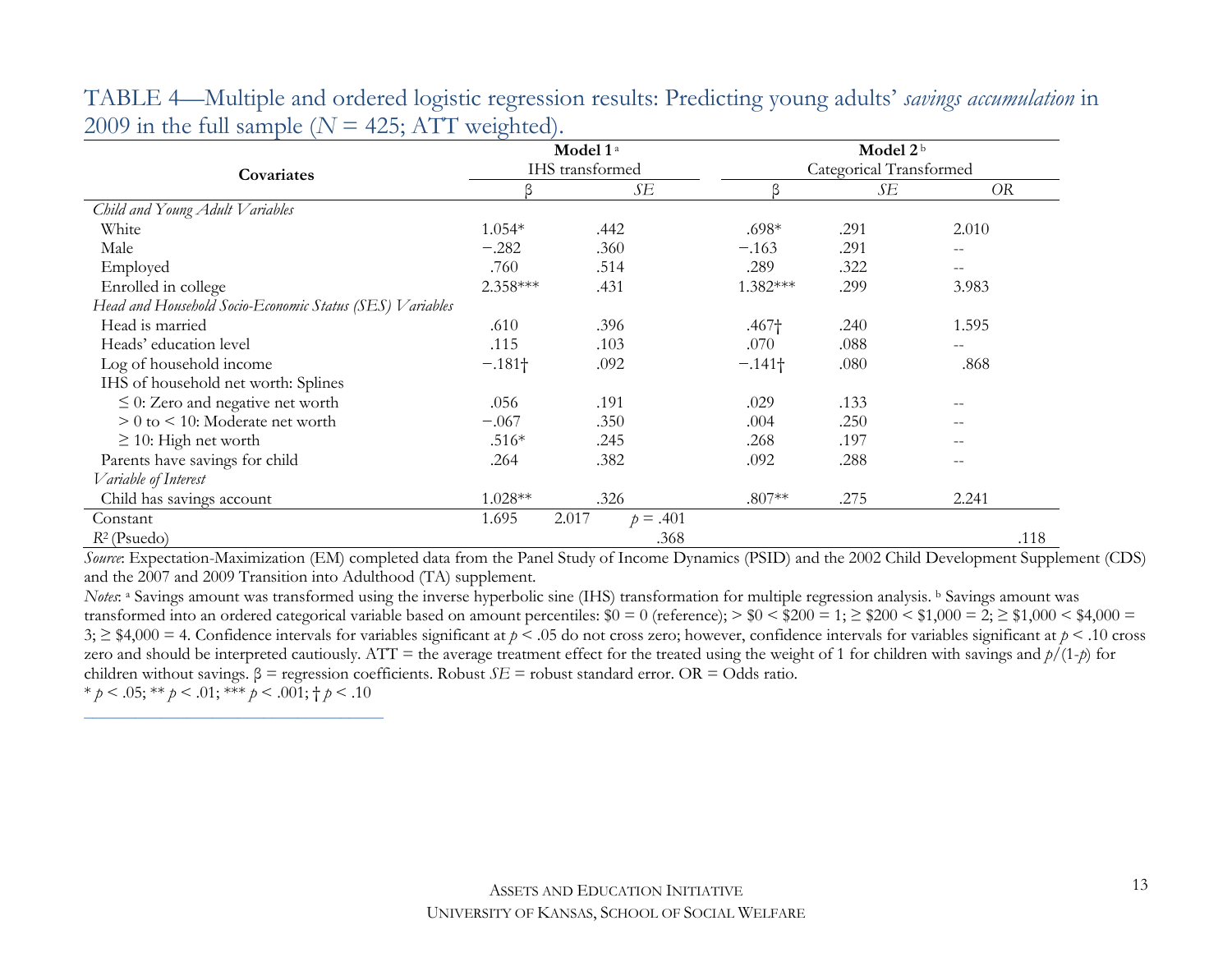TABLE 4—Multiple and ordered logistic regression results: Predicting young adults' *savings accumulation* in 2009 in the full sample ($N$ = 425; ATT weighted).

| **Covariates** | **Model 1** [a] | | | **Model 2** [b] | | |
|---|---|---|---|---|---|---|
| | IHS transformed | | | Categorical Transformed | | |
| | β | *SE* | | β | *SE* | *OR* |
| *Child and Young Adult Variables* | | | | | | |
| White | 1.054* | .442 | | .698* | .291 | 2.010 |
| Male | −.282 | .360 | | −.163 | .291 | -- |
| Employed | .760 | .514 | | .289 | .322 | -- |
| Enrolled in college | 2.358*** | .431 | | 1.382*** | .299 | 3.983 |
| *Head and Household Socio-Economic Status (SES) Variables* | | | | | | |
| Head is married | .610 | .396 | | .467† | .240 | 1.595 |
| Heads' education level | .115 | .103 | | .070 | .088 | -- |
| Log of household income | −.181† | .092 | | −.141† | .080 | .868 |
| IHS of household net worth: Splines | | | | | | |
| ≤ 0: Zero and negative net worth | .056 | .191 | | .029 | .133 | -- |
| > 0 to < 10: Moderate net worth | −.067 | .350 | | .004 | .250 | -- |
| ≥ 10: High net worth | .516* | .245 | | .268 | .197 | -- |
| Parents have savings for child | .264 | .382 | | .092 | .288 | -- |
| *Variable of Interest* | | | | | | |
| Child has savings account | 1.028** | .326 | | .807** | .275 | 2.241 |
| Constant | 1.695 | 2.017 | $p$ = .401 | | | |
| $R^2$ (Psuedo) | | | .368 | | | .118 |

*Source*: Expectation-Maximization (EM) completed data from the Panel Study of Income Dynamics (PSID) and the 2002 Child Development Supplement (CDS) and the 2007 and 2009 Transition into Adulthood (TA) supplement.

*Notes*: [a] Savings amount was transformed using the inverse hyperbolic sine (IHS) transformation for multiple regression analysis. [b] Savings amount was transformed into an ordered categorical variable based on amount percentiles: \$0 = 0 (reference); > \$0 < \$200 = 1; ≥ \$200 < \$1,000 = 2; ≥ \$1,000 < \$4,000 = 3; ≥ \$4,000 = 4. Confidence intervals for variables significant at $p < .05$ do not cross zero; however, confidence intervals for variables significant at $p < .10$ cross zero and should be interpreted cautiously. ATT = the average treatment effect for the treated using the weight of 1 for children with savings and $p/(1-p)$ for children without savings. β = regression coefficients. Robust *SE* = robust standard error. OR = Odds ratio.

* $p < .05$; ** $p < .01$; *** $p < .001$; † $p < .10$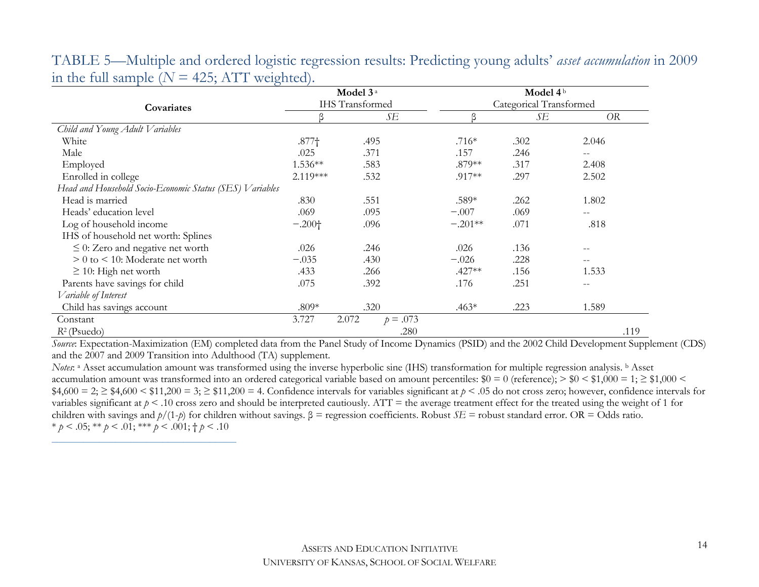TABLE 5—Multiple and ordered logistic regression results: Predicting young adults' *asset accumulation* in 2009 in the full sample ($N$ = 425; ATT weighted).

| Covariates | Model 3[a] IHS Transformed | | Model 4[b] Categorical Transformed | | |
|---|---|---|---|---|---|
| | β | *SE* | β | *SE* | *OR* |
| *Child and Young Adult Variables* | | | | | |
| White | .877† | .495 | .716* | .302 | 2.046 |
| Male | .025 | .371 | .157 | .246 | -- |
| Employed | 1.536** | .583 | .879** | .317 | 2.408 |
| Enrolled in college | 2.119*** | .532 | .917** | .297 | 2.502 |
| *Head and Household Socio-Economic Status (SES) Variables* | | | | | |
| Head is married | .830 | .551 | .589* | .262 | 1.802 |
| Heads' education level | .069 | .095 | −.007 | .069 | -- |
| Log of household income | −.200† | .096 | −.201** | .071 | .818 |
| IHS of household net worth: Splines | | | | | |
| ≤ 0: Zero and negative net worth | .026 | .246 | .026 | .136 | -- |
| > 0 to < 10: Moderate net worth | −.035 | .430 | −.026 | .228 | -- |
| ≥ 10: High net worth | .433 | .266 | .427** | .156 | 1.533 |
| Parents have savings for child | .075 | .392 | .176 | .251 | -- |
| *Variable of Interest* | | | | | |
| Child has savings account | .809* | .320 | .463* | .223 | 1.589 |
| Constant | 3.727 | 2.072 $p$ = .073 | | | |
| $R^2$ (Psuedo) | | .280 | | | .119 |

*Source*: Expectation-Maximization (EM) completed data from the Panel Study of Income Dynamics (PSID) and the 2002 Child Development Supplement (CDS) and the 2007 and 2009 Transition into Adulthood (TA) supplement.

*Notes*: [a] Asset accumulation amount was transformed using the inverse hyperbolic sine (IHS) transformation for multiple regression analysis. [b] Asset accumulation amount was transformed into an ordered categorical variable based on amount percentiles: $0 = 0 (reference); > $0 < $1,000 = 1; ≥ $1,000 < $4,600 = 2; ≥ $4,600 < $11,200 = 3; ≥ $11,200 = 4. Confidence intervals for variables significant at $p < .05$ do not cross zero; however, confidence intervals for variables significant at $p < .10$ cross zero and should be interpreted cautiously. ATT = the average treatment effect for the treated using the weight of 1 for children with savings and $p/(1\text{-}p)$ for children without savings. β = regression coefficients. Robust *SE* = robust standard error. OR = Odds ratio.
\* $p < .05$; \*\* $p < .01$; \*\*\* $p < .001$; † $p < .10$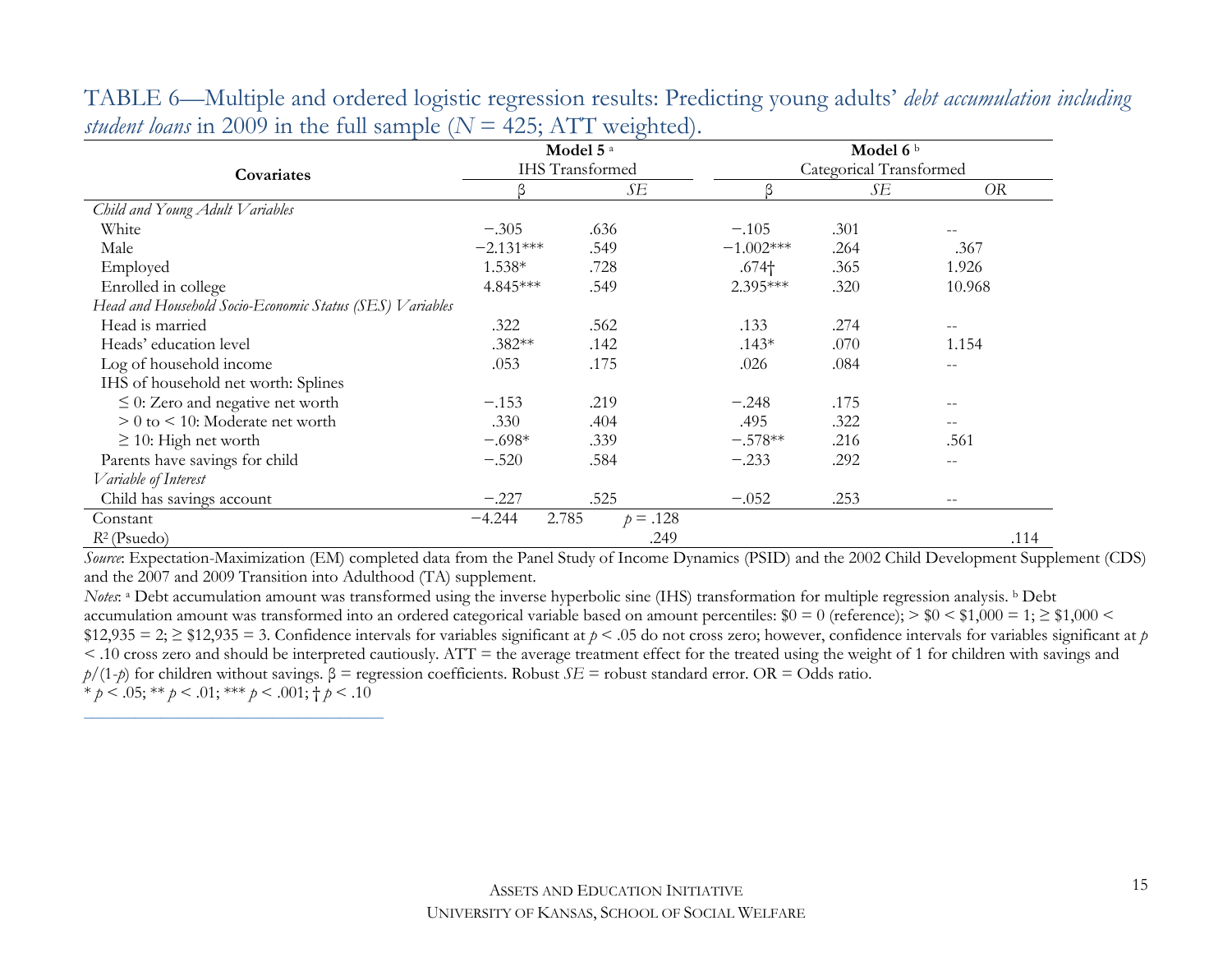TABLE 6—Multiple and ordered logistic regression results: Predicting young adults' *debt accumulation including student loans* in 2009 in the full sample ($N$ = 425; ATT weighted).

| Covariates | Model 5 [a] IHS Transformed | | Model 6 [b] Categorical Transformed | | |
|---|---|---|---|---|---|
| | β | *SE* | β | *SE* | *OR* |
| *Child and Young Adult Variables* | | | | | |
| White | −.305 | .636 | −.105 | .301 | -- |
| Male | −2.131*** | .549 | −1.002*** | .264 | .367 |
| Employed | 1.538* | .728 | .674† | .365 | 1.926 |
| Enrolled in college | 4.845*** | .549 | 2.395*** | .320 | 10.968 |
| *Head and Household Socio-Economic Status (SES) Variables* | | | | | |
| Head is married | .322 | .562 | .133 | .274 | -- |
| Heads' education level | .382** | .142 | .143* | .070 | 1.154 |
| Log of household income | .053 | .175 | .026 | .084 | -- |
| IHS of household net worth: Splines | | | | | |
| ≤ 0: Zero and negative net worth | −.153 | .219 | −.248 | .175 | -- |
| > 0 to < 10: Moderate net worth | .330 | .404 | .495 | .322 | -- |
| ≥ 10: High net worth | −.698* | .339 | −.578** | .216 | .561 |
| Parents have savings for child | −.520 | .584 | −.233 | .292 | -- |
| *Variable of Interest* | | | | | |
| Child has savings account | −.227 | .525 | −.052 | .253 | -- |
| Constant | −4.244 | 2.785 | $p$ = .128 | | |
| $R^2$ (Psuedo) | | .249 | | | .114 |

*Source*: Expectation-Maximization (EM) completed data from the Panel Study of Income Dynamics (PSID) and the 2002 Child Development Supplement (CDS) and the 2007 and 2009 Transition into Adulthood (TA) supplement.

*Notes*: [a] Debt accumulation amount was transformed using the inverse hyperbolic sine (IHS) transformation for multiple regression analysis. [b] Debt accumulation amount was transformed into an ordered categorical variable based on amount percentiles: \$0 = 0 (reference); > \$0 < \$1,000 = 1; ≥ \$1,000 < \$12,935 = 2; ≥ \$12,935 = 3. Confidence intervals for variables significant at $p$ < .05 do not cross zero; however, confidence intervals for variables significant at $p$ < .10 cross zero and should be interpreted cautiously. ATT = the average treatment effect for the treated using the weight of 1 for children with savings and $p/(1\text{-}p)$ for children without savings. β = regression coefficients. Robust *SE* = robust standard error. OR = Odds ratio.

* $p$ < .05; ** $p$ < .01; *** $p$ < .001; † $p$ < .10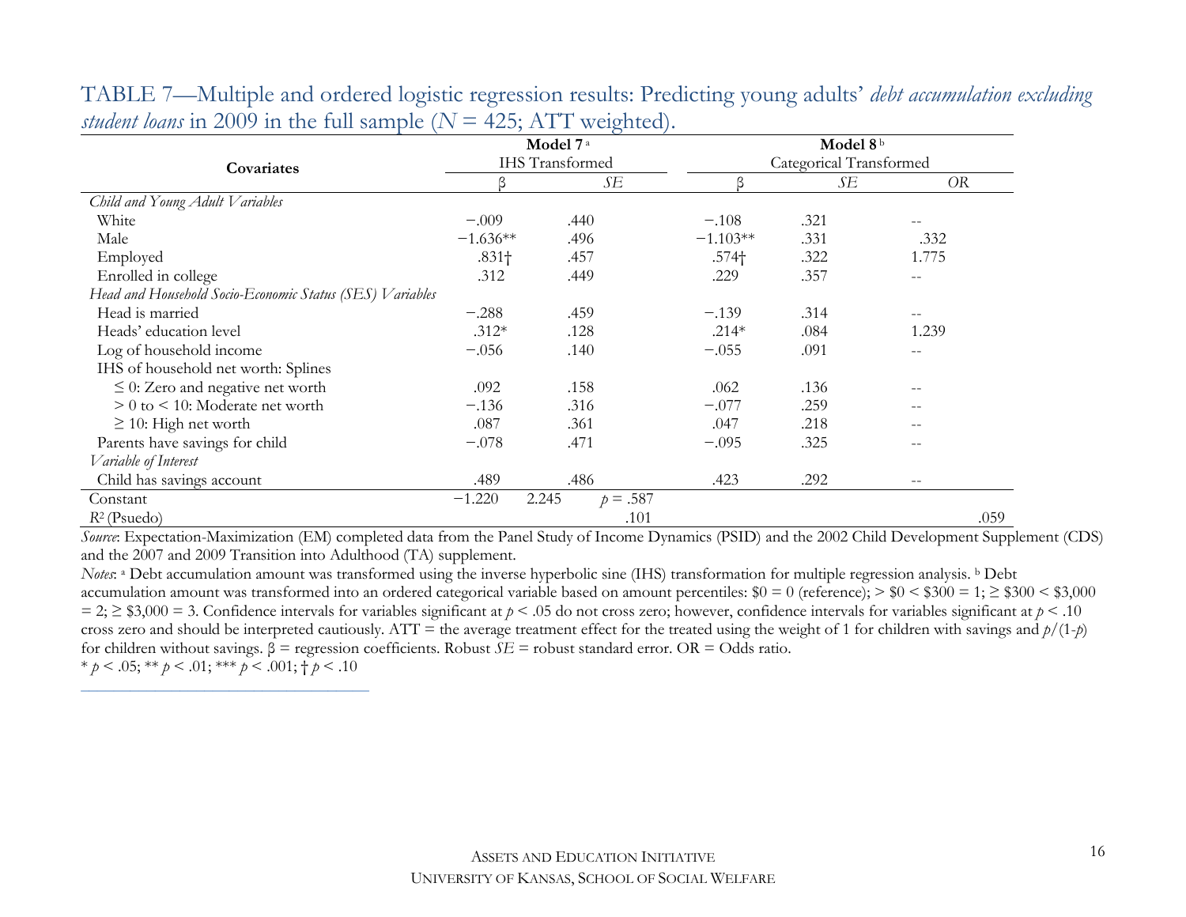TABLE 7—Multiple and ordered logistic regression results: Predicting young adults' *debt accumulation excluding student loans* in 2009 in the full sample ($N$ = 425; ATT weighted).

| Covariates | Model 7[a] IHS Transformed | | Model 8[b] Categorical Transformed | | |
|---|---|---|---|---|---|
| | β | *SE* | β | *SE* | *OR* |
| *Child and Young Adult Variables* | | | | | |
| White | −.009 | .440 | −.108 | .321 | -- |
| Male | −1.636** | .496 | −1.103** | .331 | .332 |
| Employed | .831† | .457 | .574† | .322 | 1.775 |
| Enrolled in college | .312 | .449 | .229 | .357 | -- |
| *Head and Household Socio-Economic Status (SES) Variables* | | | | | |
| Head is married | −.288 | .459 | −.139 | .314 | -- |
| Heads' education level | .312* | .128 | .214* | .084 | 1.239 |
| Log of household income | −.056 | .140 | −.055 | .091 | -- |
| IHS of household net worth: Splines | | | | | |
| ≤ 0: Zero and negative net worth | .092 | .158 | .062 | .136 | -- |
| > 0 to < 10: Moderate net worth | −.136 | .316 | −.077 | .259 | -- |
| ≥ 10: High net worth | .087 | .361 | .047 | .218 | -- |
| Parents have savings for child | −.078 | .471 | −.095 | .325 | -- |
| *Variable of Interest* | | | | | |
| Child has savings account | .489 | .486 | .423 | .292 | -- |
| Constant | −1.220 | 2.245 $p$ = .587 | | | |
| $R^2$ (Psuedo) | | .101 | | | .059 |

*Source*: Expectation-Maximization (EM) completed data from the Panel Study of Income Dynamics (PSID) and the 2002 Child Development Supplement (CDS) and the 2007 and 2009 Transition into Adulthood (TA) supplement.

*Notes*: [a] Debt accumulation amount was transformed using the inverse hyperbolic sine (IHS) transformation for multiple regression analysis. [b] Debt accumulation amount was transformed into an ordered categorical variable based on amount percentiles: \$0 = 0 (reference); > \$0 < \$300 = 1; ≥ \$300 < \$3,000 = 2; ≥ \$3,000 = 3. Confidence intervals for variables significant at $p < .05$ do not cross zero; however, confidence intervals for variables significant at $p < .10$ cross zero and should be interpreted cautiously. ATT = the average treatment effect for the treated using the weight of 1 for children with savings and $p/(1\text{-}p)$ for children without savings. β = regression coefficients. Robust *SE* = robust standard error. OR = Odds ratio.

* $p < .05$; ** $p < .01$; *** $p < .001$; † $p < .10$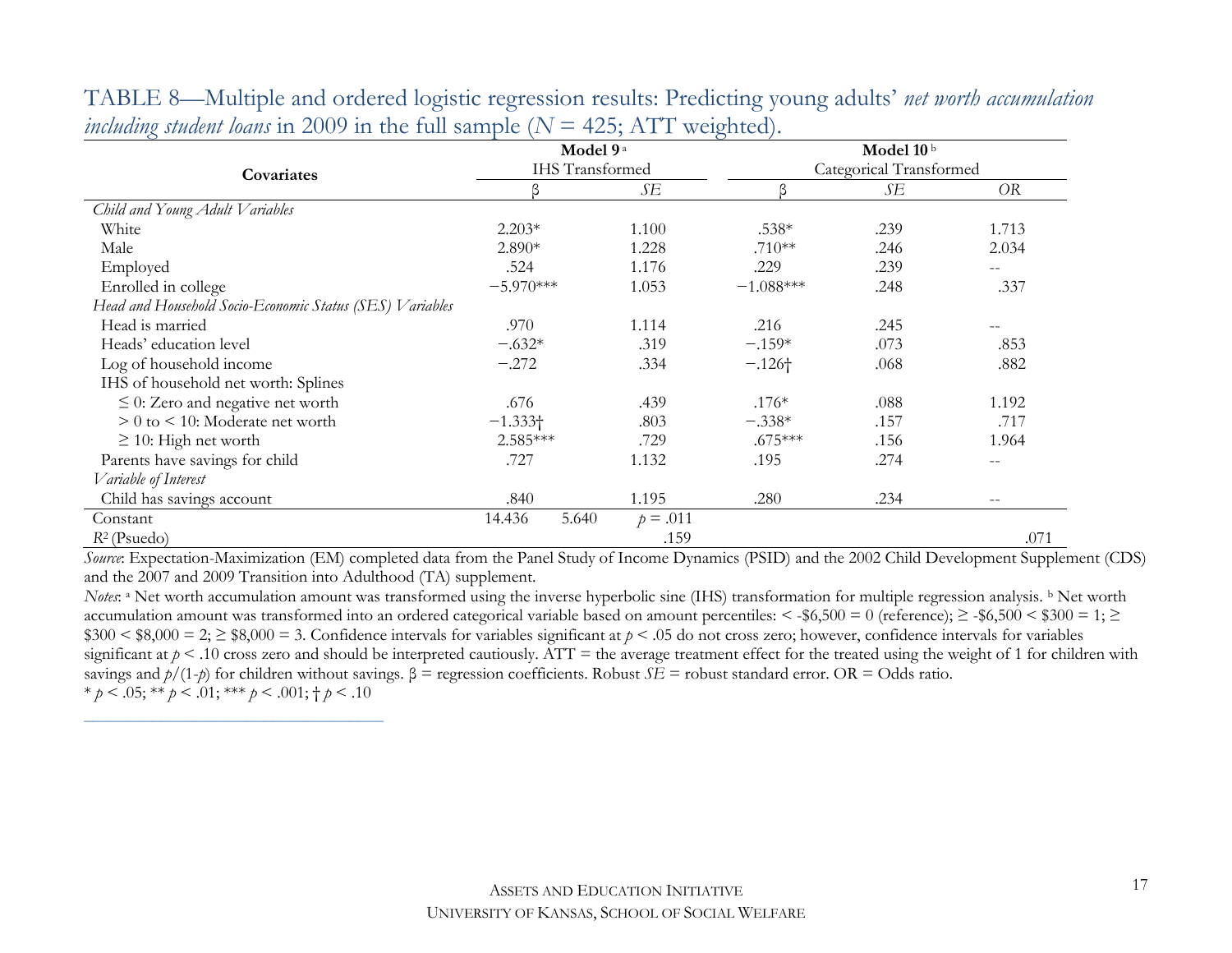TABLE 8—Multiple and ordered logistic regression results: Predicting young adults' *net worth accumulation including student loans* in 2009 in the full sample ($N$ = 425; ATT weighted).

| Covariates | Model 9 [a] IHS Transformed | | Model 10 [b] Categorical Transformed | | |
|---|---|---|---|---|---|
| | β | *SE* | β | *SE* | *OR* |
| *Child and Young Adult Variables* | | | | | |
| White | 2.203* | 1.100 | .538* | .239 | 1.713 |
| Male | 2.890* | 1.228 | .710** | .246 | 2.034 |
| Employed | .524 | 1.176 | .229 | .239 | -- |
| Enrolled in college | −5.970*** | 1.053 | −1.088*** | .248 | .337 |
| *Head and Household Socio-Economic Status (SES) Variables* | | | | | |
| Head is married | .970 | 1.114 | .216 | .245 | -- |
| Heads' education level | −.632* | .319 | −.159* | .073 | .853 |
| Log of household income | −.272 | .334 | −.126† | .068 | .882 |
| IHS of household net worth: Splines | | | | | |
| ≤ 0: Zero and negative net worth | .676 | .439 | .176* | .088 | 1.192 |
| > 0 to < 10: Moderate net worth | −1.333† | .803 | −.338* | .157 | .717 |
| ≥ 10: High net worth | 2.585*** | .729 | .675*** | .156 | 1.964 |
| Parents have savings for child | .727 | 1.132 | .195 | .274 | -- |
| *Variable of Interest* | | | | | |
| Child has savings account | .840 | 1.195 | .280 | .234 | -- |
| Constant | 14.436 5.640 | $p$ = .011 | | | |
| $R^2$ (Psuedo) | | .159 | | | .071 |

*Source*: Expectation-Maximization (EM) completed data from the Panel Study of Income Dynamics (PSID) and the 2002 Child Development Supplement (CDS) and the 2007 and 2009 Transition into Adulthood (TA) supplement.

*Notes*: [a] Net worth accumulation amount was transformed using the inverse hyperbolic sine (IHS) transformation for multiple regression analysis. [b] Net worth accumulation amount was transformed into an ordered categorical variable based on amount percentiles: < -\$6,500 = 0 (reference); ≥ -\$6,500 < \$300 = 1; ≥ \$300 < \$8,000 = 2; ≥ \$8,000 = 3. Confidence intervals for variables significant at $p < .05$ do not cross zero; however, confidence intervals for variables significant at $p < .10$ cross zero and should be interpreted cautiously. ATT = the average treatment effect for the treated using the weight of 1 for children with savings and $p/(1-p)$ for children without savings. β = regression coefficients. Robust *SE* = robust standard error. OR = Odds ratio.

* $p < .05$; ** $p < .01$; *** $p < .001$; † $p < .10$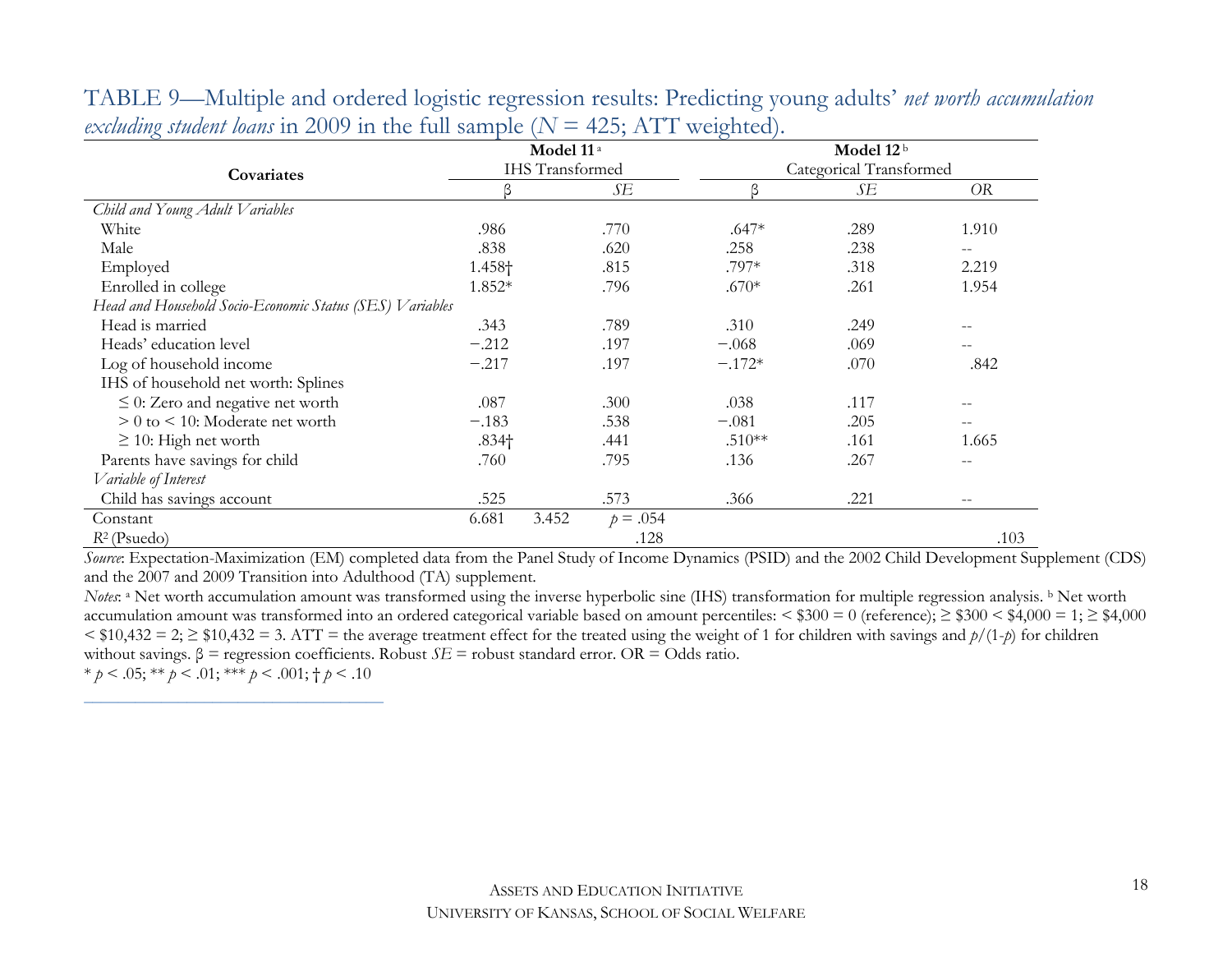TABLE 9—Multiple and ordered logistic regression results: Predicting young adults' *net worth accumulation excluding student loans* in 2009 in the full sample ($N$ = 425; ATT weighted).

| Covariates | Model 11 [a] IHS Transformed | | Model 12 [b] Categorical Transformed | | |
|---|---|---|---|---|---|
| | β | *SE* | β | *SE* | *OR* |
| *Child and Young Adult Variables* | | | | | |
| White | .986 | .770 | .647* | .289 | 1.910 |
| Male | .838 | .620 | .258 | .238 | -- |
| Employed | 1.458† | .815 | .797* | .318 | 2.219 |
| Enrolled in college | 1.852* | .796 | .670* | .261 | 1.954 |
| *Head and Household Socio-Economic Status (SES) Variables* | | | | | |
| Head is married | .343 | .789 | .310 | .249 | -- |
| Heads' education level | −.212 | .197 | −.068 | .069 | -- |
| Log of household income | −.217 | .197 | −.172* | .070 | .842 |
| IHS of household net worth: Splines | | | | | |
| ≤ 0: Zero and negative net worth | .087 | .300 | .038 | .117 | -- |
| > 0 to < 10: Moderate net worth | −.183 | .538 | −.081 | .205 | -- |
| ≥ 10: High net worth | .834† | .441 | .510** | .161 | 1.665 |
| Parents have savings for child | .760 | .795 | .136 | .267 | -- |
| *Variable of Interest* | | | | | |
| Child has savings account | .525 | .573 | .366 | .221 | -- |
| Constant | 6.681 3.452 | $p$ = .054 | | | |
| $R^2$ (Psuedo) | | .128 | | | .103 |

*Source*: Expectation-Maximization (EM) completed data from the Panel Study of Income Dynamics (PSID) and the 2002 Child Development Supplement (CDS) and the 2007 and 2009 Transition into Adulthood (TA) supplement.

*Notes*: [a] Net worth accumulation amount was transformed using the inverse hyperbolic sine (IHS) transformation for multiple regression analysis. [b] Net worth accumulation amount was transformed into an ordered categorical variable based on amount percentiles: < \$300 = 0 (reference); ≥ \$300 < \$4,000 = 1; ≥ \$4,000 < \$10,432 = 2; ≥ \$10,432 = 3. ATT = the average treatment effect for the treated using the weight of 1 for children with savings and $p/(1\text{-}p)$ for children without savings. β = regression coefficients. Robust *SE* = robust standard error. OR = Odds ratio.

* $p$ < .05; ** $p$ < .01; *** $p$ < .001; † $p$ < .10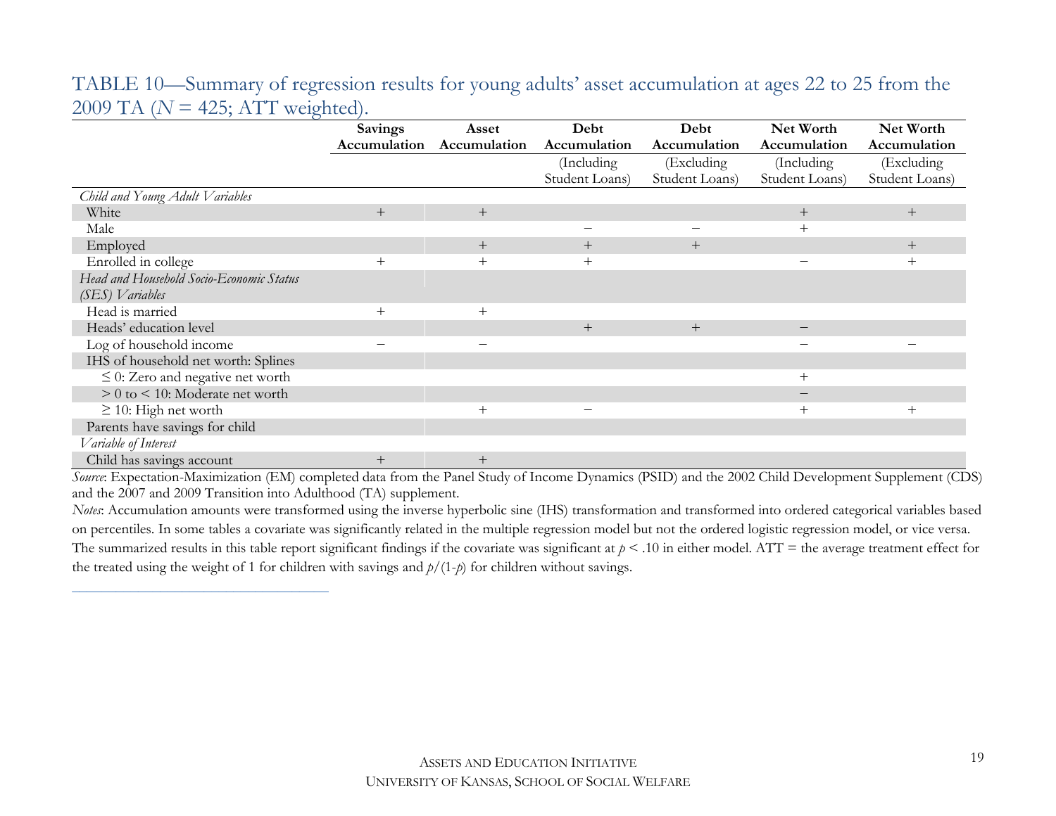TABLE 10—Summary of regression results for young adults' asset accumulation at ages 22 to 25 from the 2009 TA (*N* = 425; ATT weighted).

| | **Savings Accumulation** | **Asset Accumulation** | **Debt Accumulation** (Including Student Loans) | **Debt Accumulation** (Excluding Student Loans) | **Net Worth Accumulation** (Including Student Loans) | **Net Worth Accumulation** (Excluding Student Loans) |
|---|---|---|---|---|---|---|
| *Child and Young Adult Variables* | | | | | | |
| White | + | + | | | + | + |
| Male | | | − | − | + | |
| Employed | | + | + | + | | + |
| Enrolled in college | + | + | + | | − | + |
| *Head and Household Socio-Economic Status (SES) Variables* | | | | | | |
| Head is married | + | + | | | | |
| Heads' education level | | | + | + | − | |
| Log of household income | − | − | | | − | − |
| IHS of household net worth: Splines | | | | | | |
| ≤ 0: Zero and negative net worth | | | | | + | |
| > 0 to < 10: Moderate net worth | | | | | − | |
| ≥ 10: High net worth | | + | − | | + | + |
| Parents have savings for child | | | | | | |
| *Variable of Interest* | | | | | | |
| Child has savings account | + | + | | | | |

*Source*: Expectation-Maximization (EM) completed data from the Panel Study of Income Dynamics (PSID) and the 2002 Child Development Supplement (CDS) and the 2007 and 2009 Transition into Adulthood (TA) supplement.

*Notes*: Accumulation amounts were transformed using the inverse hyperbolic sine (IHS) transformation and transformed into ordered categorical variables based on percentiles. In some tables a covariate was significantly related in the multiple regression model but not the ordered logistic regression model, or vice versa. The summarized results in this table report significant findings if the covariate was significant at $p < .10$ in either model. ATT = the average treatment effect for the treated using the weight of 1 for children with savings and $p/(1-p)$ for children without savings.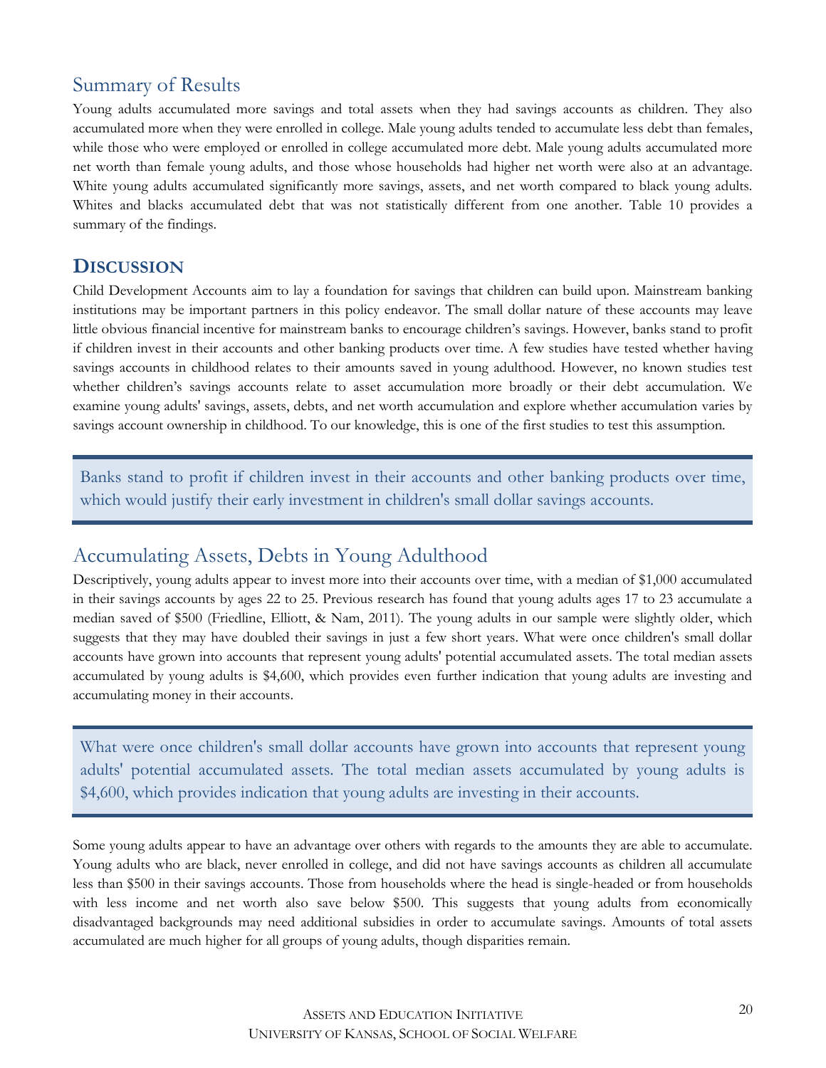## Summary of Results

Young adults accumulated more savings and total assets when they had savings accounts as children. They also accumulated more when they were enrolled in college. Male young adults tended to accumulate less debt than females, while those who were employed or enrolled in college accumulated more debt. Male young adults accumulated more net worth than female young adults, and those whose households had higher net worth were also at an advantage. White young adults accumulated significantly more savings, assets, and net worth compared to black young adults. Whites and blacks accumulated debt that was not statistically different from one another. Table 10 provides a summary of the findings.

# DISCUSSION

Child Development Accounts aim to lay a foundation for savings that children can build upon. Mainstream banking institutions may be important partners in this policy endeavor. The small dollar nature of these accounts may leave little obvious financial incentive for mainstream banks to encourage children's savings. However, banks stand to profit if children invest in their accounts and other banking products over time. A few studies have tested whether having savings accounts in childhood relates to their amounts saved in young adulthood. However, no known studies test whether children's savings accounts relate to asset accumulation more broadly or their debt accumulation. We examine young adults' savings, assets, debts, and net worth accumulation and explore whether accumulation varies by savings account ownership in childhood. To our knowledge, this is one of the first studies to test this assumption.

> Banks stand to profit if children invest in their accounts and other banking products over time, which would justify their early investment in children's small dollar savings accounts.

## Accumulating Assets, Debts in Young Adulthood

Descriptively, young adults appear to invest more into their accounts over time, with a median of $1,000 accumulated in their savings accounts by ages 22 to 25. Previous research has found that young adults ages 17 to 23 accumulate a median saved of $500 (Friedline, Elliott, & Nam, 2011). The young adults in our sample were slightly older, which suggests that they may have doubled their savings in just a few short years. What were once children's small dollar accounts have grown into accounts that represent young adults' potential accumulated assets. The total median assets accumulated by young adults is $4,600, which provides even further indication that young adults are investing and accumulating money in their accounts.

> What were once children's small dollar accounts have grown into accounts that represent young adults' potential accumulated assets. The total median assets accumulated by young adults is $4,600, which provides indication that young adults are investing in their accounts.

Some young adults appear to have an advantage over others with regards to the amounts they are able to accumulate. Young adults who are black, never enrolled in college, and did not have savings accounts as children all accumulate less than $500 in their savings accounts. Those from households where the head is single-headed or from households with less income and net worth also save below $500. This suggests that young adults from economically disadvantaged backgrounds may need additional subsidies in order to accumulate savings. Amounts of total assets accumulated are much higher for all groups of young adults, though disparities remain.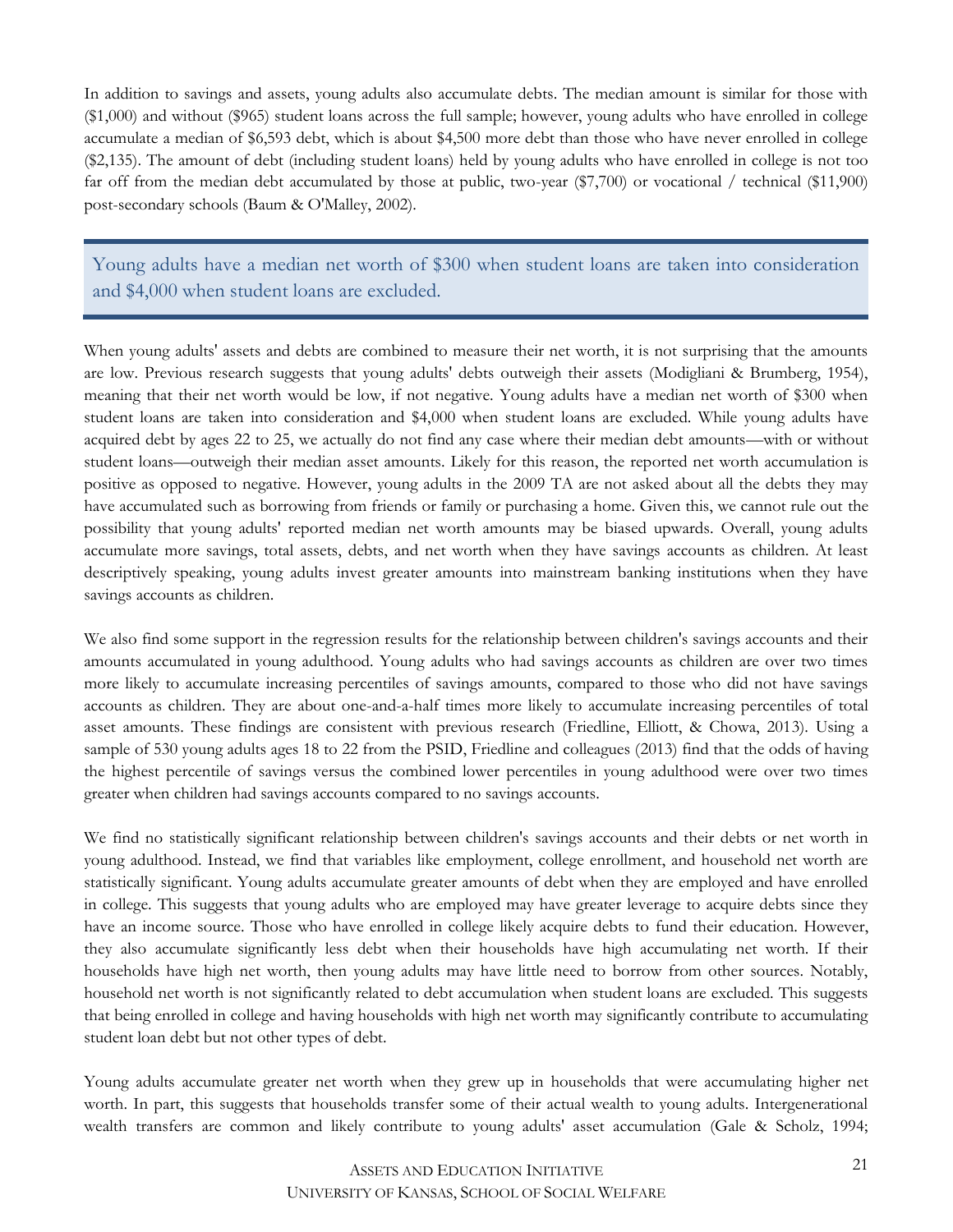In addition to savings and assets, young adults also accumulate debts. The median amount is similar for those with ($1,000) and without ($965) student loans across the full sample; however, young adults who have enrolled in college accumulate a median of $6,593 debt, which is about $4,500 more debt than those who have never enrolled in college ($2,135). The amount of debt (including student loans) held by young adults who have enrolled in college is not too far off from the median debt accumulated by those at public, two-year ($7,700) or vocational / technical ($11,900) post-secondary schools (Baum & O'Malley, 2002).

> Young adults have a median net worth of $300 when student loans are taken into consideration and $4,000 when student loans are excluded.

When young adults' assets and debts are combined to measure their net worth, it is not surprising that the amounts are low. Previous research suggests that young adults' debts outweigh their assets (Modigliani & Brumberg, 1954), meaning that their net worth would be low, if not negative. Young adults have a median net worth of $300 when student loans are taken into consideration and $4,000 when student loans are excluded. While young adults have acquired debt by ages 22 to 25, we actually do not find any case where their median debt amounts—with or without student loans—outweigh their median asset amounts. Likely for this reason, the reported net worth accumulation is positive as opposed to negative. However, young adults in the 2009 TA are not asked about all the debts they may have accumulated such as borrowing from friends or family or purchasing a home. Given this, we cannot rule out the possibility that young adults' reported median net worth amounts may be biased upwards. Overall, young adults accumulate more savings, total assets, debts, and net worth when they have savings accounts as children. At least descriptively speaking, young adults invest greater amounts into mainstream banking institutions when they have savings accounts as children.

We also find some support in the regression results for the relationship between children's savings accounts and their amounts accumulated in young adulthood. Young adults who had savings accounts as children are over two times more likely to accumulate increasing percentiles of savings amounts, compared to those who did not have savings accounts as children. They are about one-and-a-half times more likely to accumulate increasing percentiles of total asset amounts. These findings are consistent with previous research (Friedline, Elliott, & Chowa, 2013). Using a sample of 530 young adults ages 18 to 22 from the PSID, Friedline and colleagues (2013) find that the odds of having the highest percentile of savings versus the combined lower percentiles in young adulthood were over two times greater when children had savings accounts compared to no savings accounts.

We find no statistically significant relationship between children's savings accounts and their debts or net worth in young adulthood. Instead, we find that variables like employment, college enrollment, and household net worth are statistically significant. Young adults accumulate greater amounts of debt when they are employed and have enrolled in college. This suggests that young adults who are employed may have greater leverage to acquire debts since they have an income source. Those who have enrolled in college likely acquire debts to fund their education. However, they also accumulate significantly less debt when their households have high accumulating net worth. If their households have high net worth, then young adults may have little need to borrow from other sources. Notably, household net worth is not significantly related to debt accumulation when student loans are excluded. This suggests that being enrolled in college and having households with high net worth may significantly contribute to accumulating student loan debt but not other types of debt.

Young adults accumulate greater net worth when they grew up in households that were accumulating higher net worth. In part, this suggests that households transfer some of their actual wealth to young adults. Intergenerational wealth transfers are common and likely contribute to young adults' asset accumulation (Gale & Scholz, 1994;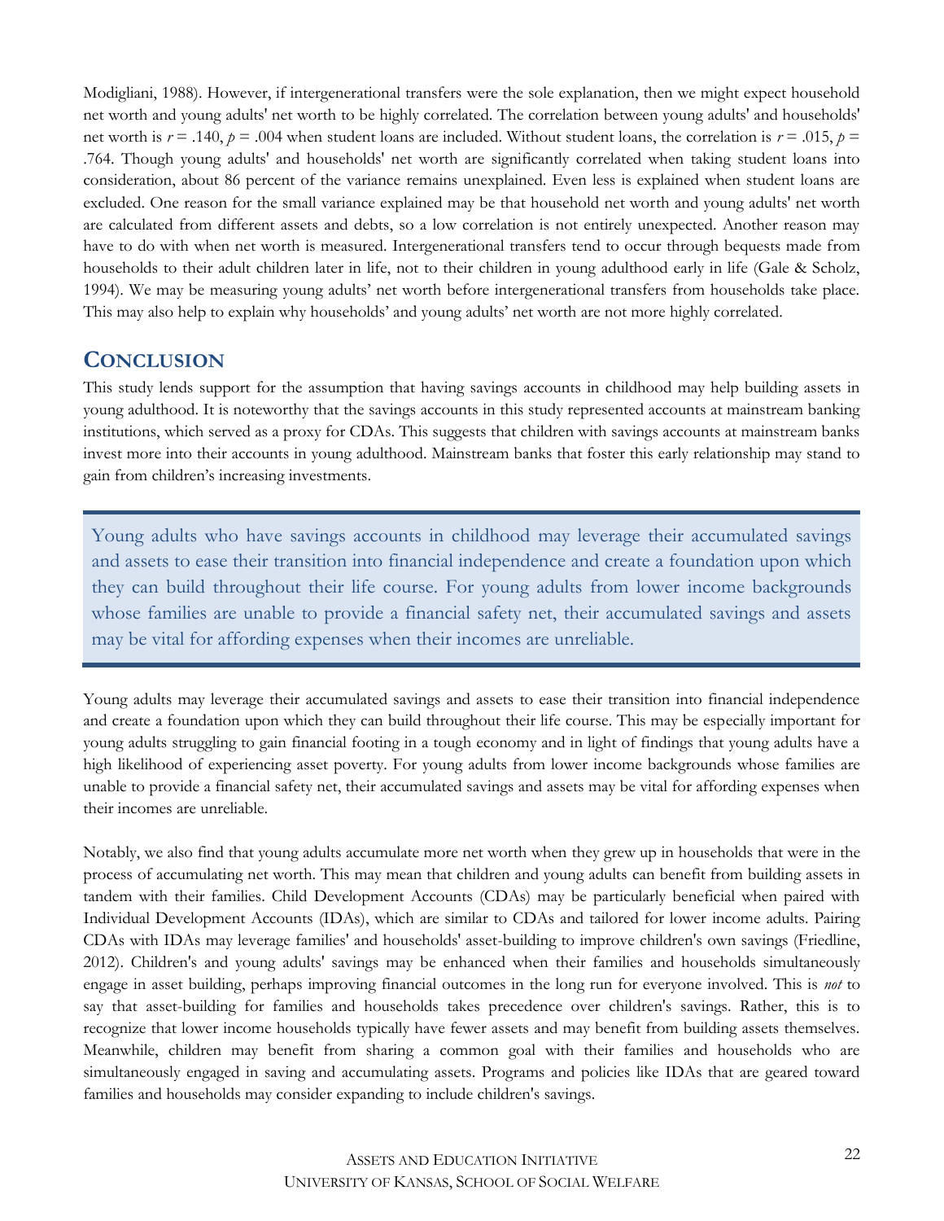Modigliani, 1988). However, if intergenerational transfers were the sole explanation, then we might expect household net worth and young adults' net worth to be highly correlated. The correlation between young adults' and households' net worth is $r = .140$, $p = .004$ when student loans are included. Without student loans, the correlation is $r = .015$, $p = .764$. Though young adults' and households' net worth are significantly correlated when taking student loans into consideration, about 86 percent of the variance remains unexplained. Even less is explained when student loans are excluded. One reason for the small variance explained may be that household net worth and young adults' net worth are calculated from different assets and debts, so a low correlation is not entirely unexpected. Another reason may have to do with when net worth is measured. Intergenerational transfers tend to occur through bequests made from households to their adult children later in life, not to their children in young adulthood early in life (Gale & Scholz, 1994). We may be measuring young adults' net worth before intergenerational transfers from households take place. This may also help to explain why households' and young adults' net worth are not more highly correlated.

## Conclusion

This study lends support for the assumption that having savings accounts in childhood may help building assets in young adulthood. It is noteworthy that the savings accounts in this study represented accounts at mainstream banking institutions, which served as a proxy for CDAs. This suggests that children with savings accounts at mainstream banks invest more into their accounts in young adulthood. Mainstream banks that foster this early relationship may stand to gain from children's increasing investments.

> Young adults who have savings accounts in childhood may leverage their accumulated savings and assets to ease their transition into financial independence and create a foundation upon which they can build throughout their life course. For young adults from lower income backgrounds whose families are unable to provide a financial safety net, their accumulated savings and assets may be vital for affording expenses when their incomes are unreliable.

Young adults may leverage their accumulated savings and assets to ease their transition into financial independence and create a foundation upon which they can build throughout their life course. This may be especially important for young adults struggling to gain financial footing in a tough economy and in light of findings that young adults have a high likelihood of experiencing asset poverty. For young adults from lower income backgrounds whose families are unable to provide a financial safety net, their accumulated savings and assets may be vital for affording expenses when their incomes are unreliable.

Notably, we also find that young adults accumulate more net worth when they grew up in households that were in the process of accumulating net worth. This may mean that children and young adults can benefit from building assets in tandem with their families. Child Development Accounts (CDAs) may be particularly beneficial when paired with Individual Development Accounts (IDAs), which are similar to CDAs and tailored for lower income adults. Pairing CDAs with IDAs may leverage families' and households' asset-building to improve children's own savings (Friedline, 2012). Children's and young adults' savings may be enhanced when their families and households simultaneously engage in asset building, perhaps improving financial outcomes in the long run for everyone involved. This is *not* to say that asset-building for families and households takes precedence over children's savings. Rather, this is to recognize that lower income households typically have fewer assets and may benefit from building assets themselves. Meanwhile, children may benefit from sharing a common goal with their families and households who are simultaneously engaged in saving and accumulating assets. Programs and policies like IDAs that are geared toward families and households may consider expanding to include children's savings.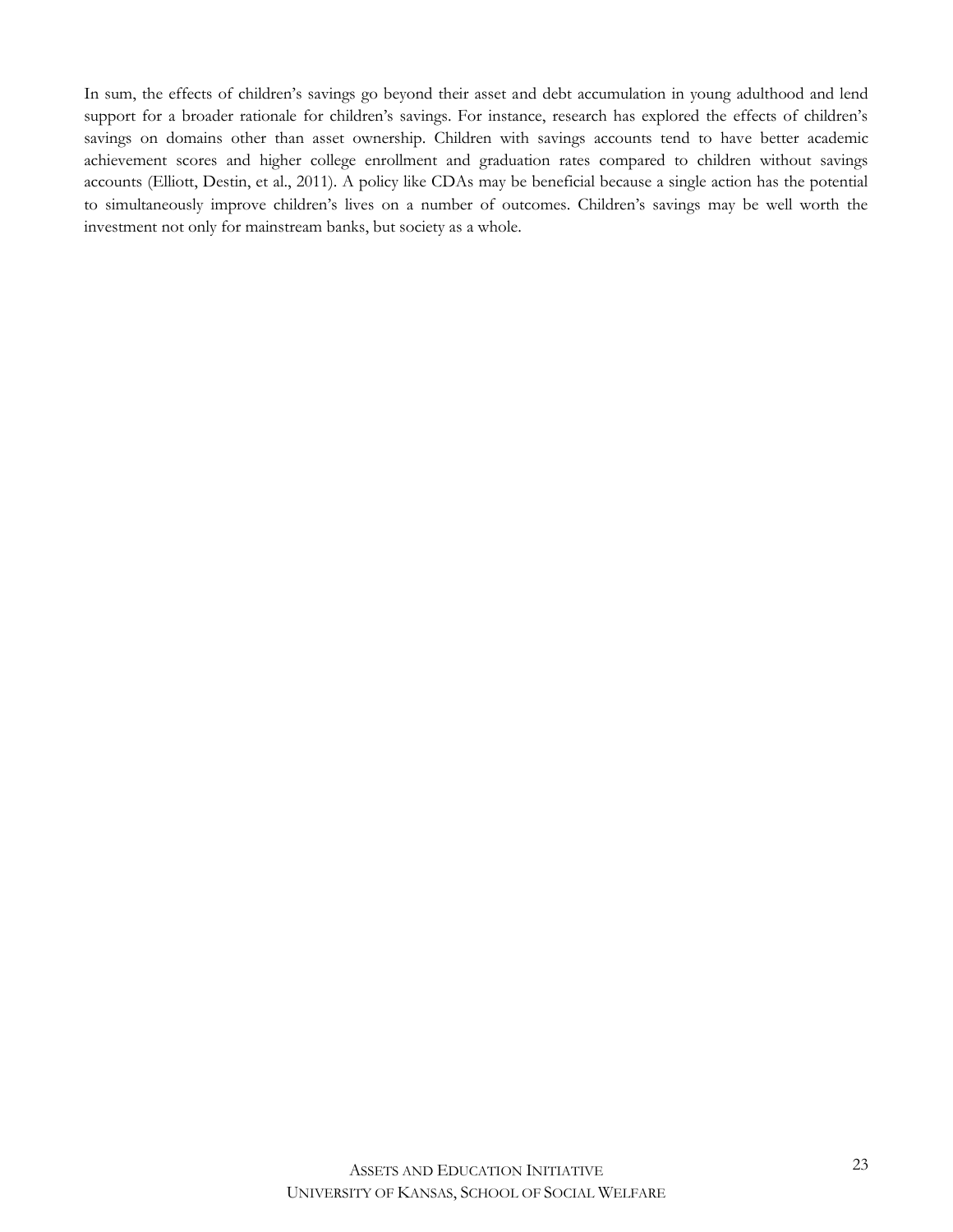In sum, the effects of children's savings go beyond their asset and debt accumulation in young adulthood and lend support for a broader rationale for children's savings. For instance, research has explored the effects of children's savings on domains other than asset ownership. Children with savings accounts tend to have better academic achievement scores and higher college enrollment and graduation rates compared to children without savings accounts (Elliott, Destin, et al., 2011). A policy like CDAs may be beneficial because a single action has the potential to simultaneously improve children's lives on a number of outcomes. Children's savings may be well worth the investment not only for mainstream banks, but society as a whole.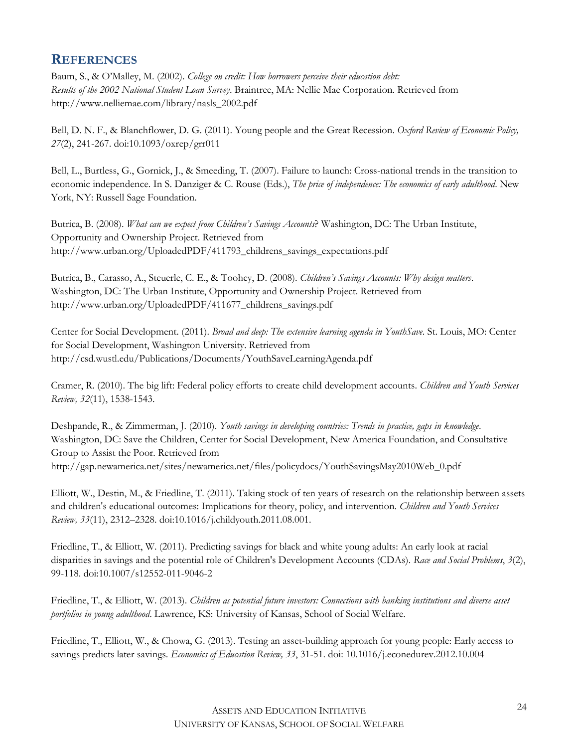## REFERENCES

Baum, S., & O'Malley, M. (2002). *College on credit: How borrowers perceive their education debt: Results of the 2002 National Student Loan Survey*. Braintree, MA: Nellie Mae Corporation. Retrieved from http://www.nelliemae.com/library/nasls_2002.pdf

Bell, D. N. F., & Blanchflower, D. G. (2011). Young people and the Great Recession. *Oxford Review of Economic Policy, 27*(2), 241-267. doi:10.1093/oxrep/grr011

Bell, L., Burtless, G., Gornick, J., & Smeeding, T. (2007). Failure to launch: Cross-national trends in the transition to economic independence. In S. Danziger & C. Rouse (Eds.), *The price of independence: The economics of early adulthood*. New York, NY: Russell Sage Foundation.

Butrica, B. (2008). *What can we expect from Children's Savings Accounts*? Washington, DC: The Urban Institute, Opportunity and Ownership Project. Retrieved from http://www.urban.org/UploadedPDF/411793_childrens_savings_expectations.pdf

Butrica, B., Carasso, A., Steuerle, C. E., & Toohey, D. (2008). *Children's Savings Accounts: Why design matters*. Washington, DC: The Urban Institute, Opportunity and Ownership Project. Retrieved from http://www.urban.org/UploadedPDF/411677_childrens_savings.pdf

Center for Social Development. (2011). *Broad and deep: The extensive learning agenda in YouthSave*. St. Louis, MO: Center for Social Development, Washington University. Retrieved from http://csd.wustl.edu/Publications/Documents/YouthSaveLearningAgenda.pdf

Cramer, R. (2010). The big lift: Federal policy efforts to create child development accounts. *Children and Youth Services Review, 32*(11), 1538-1543.

Deshpande, R., & Zimmerman, J. (2010). *Youth savings in developing countries: Trends in practice, gaps in knowledge*. Washington, DC: Save the Children, Center for Social Development, New America Foundation, and Consultative Group to Assist the Poor. Retrieved from http://gap.newamerica.net/sites/newamerica.net/files/policydocs/YouthSavingsMay2010Web_0.pdf

Elliott, W., Destin, M., & Friedline, T. (2011). Taking stock of ten years of research on the relationship between assets and children's educational outcomes: Implications for theory, policy, and intervention. *Children and Youth Services Review, 33*(11), 2312–2328. doi:10.1016/j.childyouth.2011.08.001.

Friedline, T., & Elliott, W. (2011). Predicting savings for black and white young adults: An early look at racial disparities in savings and the potential role of Children's Development Accounts (CDAs). *Race and Social Problems*, *3*(2), 99-118. doi:10.1007/s12552-011-9046-2

Friedline, T., & Elliott, W. (2013). *Children as potential future investors: Connections with banking institutions and diverse asset portfolios in young adulthood*. Lawrence, KS: University of Kansas, School of Social Welfare.

Friedline, T., Elliott, W., & Chowa, G. (2013). Testing an asset-building approach for young people: Early access to savings predicts later savings. *Economics of Education Review, 33*, 31-51. doi: 10.1016/j.econedurev.2012.10.004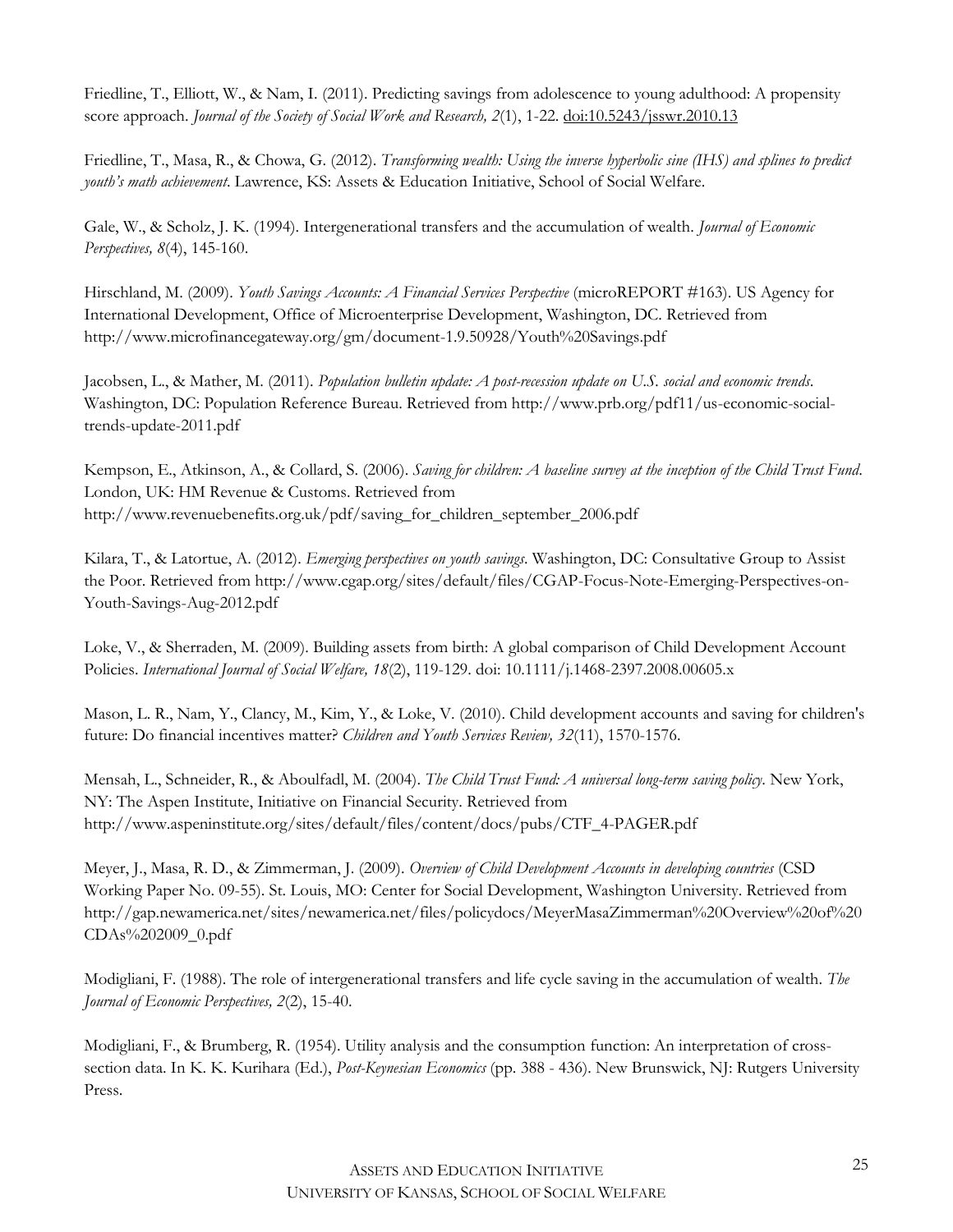Friedline, T., Elliott, W., & Nam, I. (2011). Predicting savings from adolescence to young adulthood: A propensity score approach. *Journal of the Society of Social Work and Research, 2*(1), 1-22. doi:10.5243/jsswr.2010.13

Friedline, T., Masa, R., & Chowa, G. (2012). *Transforming wealth: Using the inverse hyperbolic sine (IHS) and splines to predict youth's math achievement*. Lawrence, KS: Assets & Education Initiative, School of Social Welfare.

Gale, W., & Scholz, J. K. (1994). Intergenerational transfers and the accumulation of wealth. *Journal of Economic Perspectives, 8*(4), 145-160.

Hirschland, M. (2009). *Youth Savings Accounts: A Financial Services Perspective* (microREPORT #163). US Agency for International Development, Office of Microenterprise Development, Washington, DC. Retrieved from http://www.microfinancegateway.org/gm/document-1.9.50928/Youth%20Savings.pdf

Jacobsen, L., & Mather, M. (2011). *Population bulletin update: A post-recession update on U.S. social and economic trends*. Washington, DC: Population Reference Bureau. Retrieved from http://www.prb.org/pdf11/us-economic-social-trends-update-2011.pdf

Kempson, E., Atkinson, A., & Collard, S. (2006). *Saving for children: A baseline survey at the inception of the Child Trust Fund*. London, UK: HM Revenue & Customs. Retrieved from http://www.revenuebenefits.org.uk/pdf/saving_for_children_september_2006.pdf

Kilara, T., & Latortue, A. (2012). *Emerging perspectives on youth savings*. Washington, DC: Consultative Group to Assist the Poor. Retrieved from http://www.cgap.org/sites/default/files/CGAP-Focus-Note-Emerging-Perspectives-on-Youth-Savings-Aug-2012.pdf

Loke, V., & Sherraden, M. (2009). Building assets from birth: A global comparison of Child Development Account Policies. *International Journal of Social Welfare, 18*(2), 119-129. doi: 10.1111/j.1468-2397.2008.00605.x

Mason, L. R., Nam, Y., Clancy, M., Kim, Y., & Loke, V. (2010). Child development accounts and saving for children's future: Do financial incentives matter? *Children and Youth Services Review, 32*(11), 1570-1576.

Mensah, L., Schneider, R., & Aboulfadl, M. (2004). *The Child Trust Fund: A universal long-term saving policy*. New York, NY: The Aspen Institute, Initiative on Financial Security. Retrieved from http://www.aspeninstitute.org/sites/default/files/content/docs/pubs/CTF_4-PAGER.pdf

Meyer, J., Masa, R. D., & Zimmerman, J. (2009). *Overview of Child Development Accounts in developing countries* (CSD Working Paper No. 09-55). St. Louis, MO: Center for Social Development, Washington University. Retrieved from http://gap.newamerica.net/sites/newamerica.net/files/policydocs/MeyerMasaZimmerman%20Overview%20of%20CDAs%202009_0.pdf

Modigliani, F. (1988). The role of intergenerational transfers and life cycle saving in the accumulation of wealth. *The Journal of Economic Perspectives, 2*(2), 15-40.

Modigliani, F., & Brumberg, R. (1954). Utility analysis and the consumption function: An interpretation of cross-section data. In K. K. Kurihara (Ed.), *Post-Keynesian Economics* (pp. 388 - 436). New Brunswick, NJ: Rutgers University Press.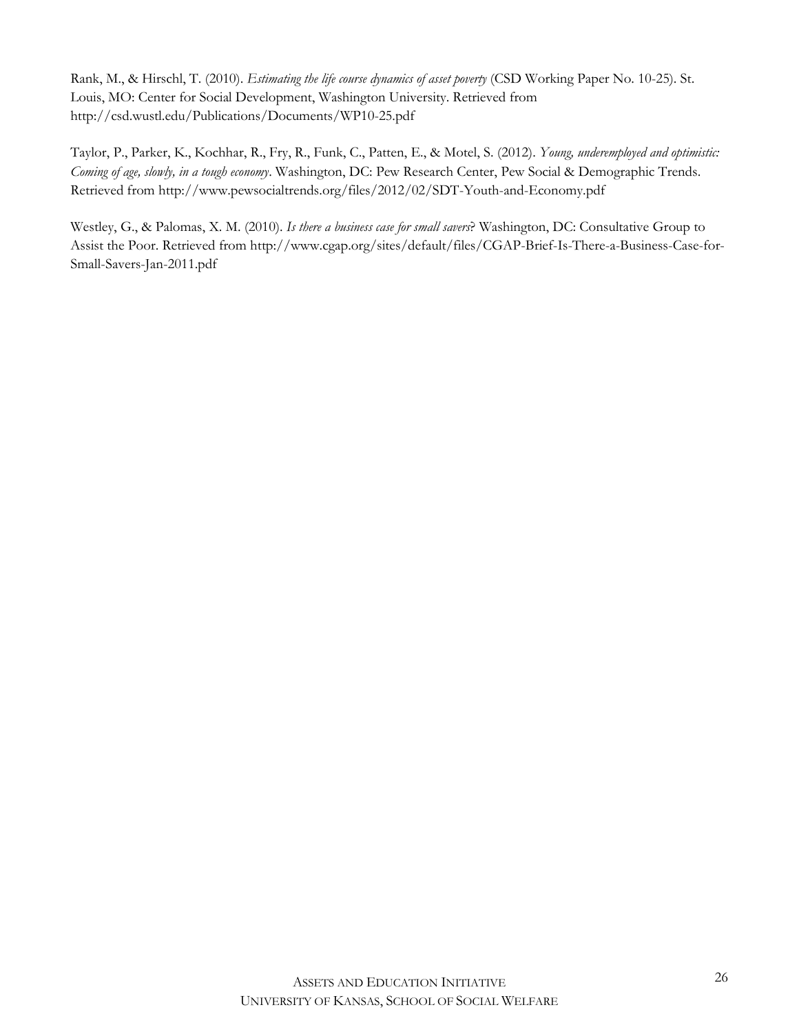Rank, M., & Hirschl, T. (2010). *Estimating the life course dynamics of asset poverty* (CSD Working Paper No. 10-25). St. Louis, MO: Center for Social Development, Washington University. Retrieved from http://csd.wustl.edu/Publications/Documents/WP10-25.pdf

Taylor, P., Parker, K., Kochhar, R., Fry, R., Funk, C., Patten, E., & Motel, S. (2012). *Young, underemployed and optimistic: Coming of age, slowly, in a tough economy*. Washington, DC: Pew Research Center, Pew Social & Demographic Trends. Retrieved from http://www.pewsocialtrends.org/files/2012/02/SDT-Youth-and-Economy.pdf

Westley, G., & Palomas, X. M. (2010). *Is there a business case for small savers*? Washington, DC: Consultative Group to Assist the Poor. Retrieved from http://www.cgap.org/sites/default/files/CGAP-Brief-Is-There-a-Business-Case-for-Small-Savers-Jan-2011.pdf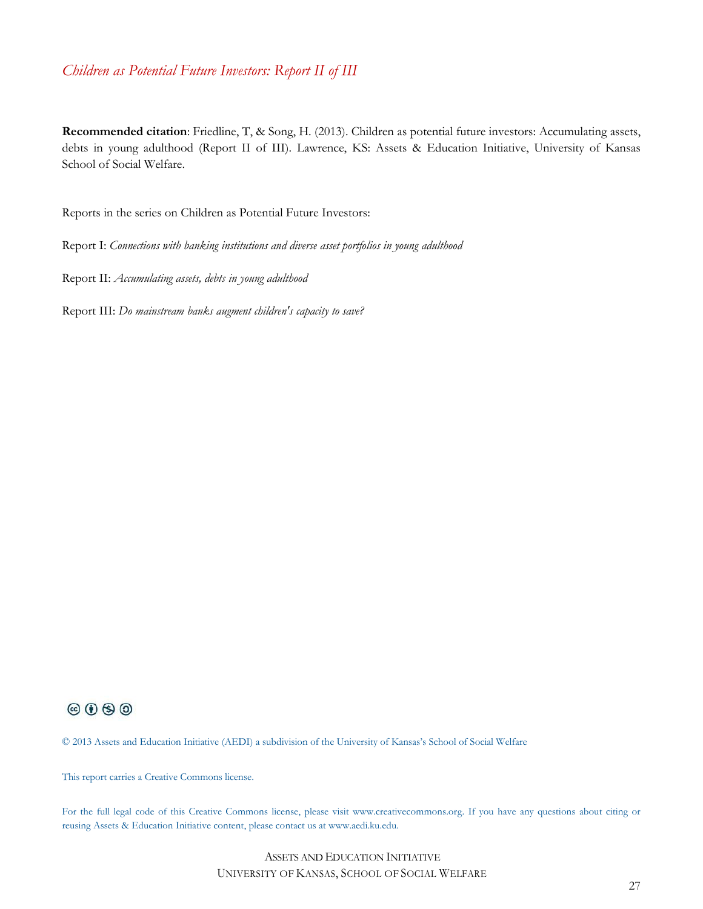*Children as Potential Future Investors: Report II of III*

**Recommended citation**: Friedline, T, & Song, H. (2013). Children as potential future investors: Accumulating assets, debts in young adulthood (Report II of III). Lawrence, KS: Assets & Education Initiative, University of Kansas School of Social Welfare.

Reports in the series on Children as Potential Future Investors:

Report I: *Connections with banking institutions and diverse asset portfolios in young adulthood*

Report II: *Accumulating assets, debts in young adulthood*

Report III: *Do mainstream banks augment children's capacity to save?*

© 2013 Assets and Education Initiative (AEDI) a subdivision of the University of Kansas's School of Social Welfare

This report carries a Creative Commons license.

For the full legal code of this Creative Commons license, please visit www.creativecommons.org. If you have any questions about citing or reusing Assets & Education Initiative content, please contact us at www.aedi.ku.edu.

ASSETS AND EDUCATION INITIATIVE
UNIVERSITY OF KANSAS, SCHOOL OF SOCIAL WELFARE